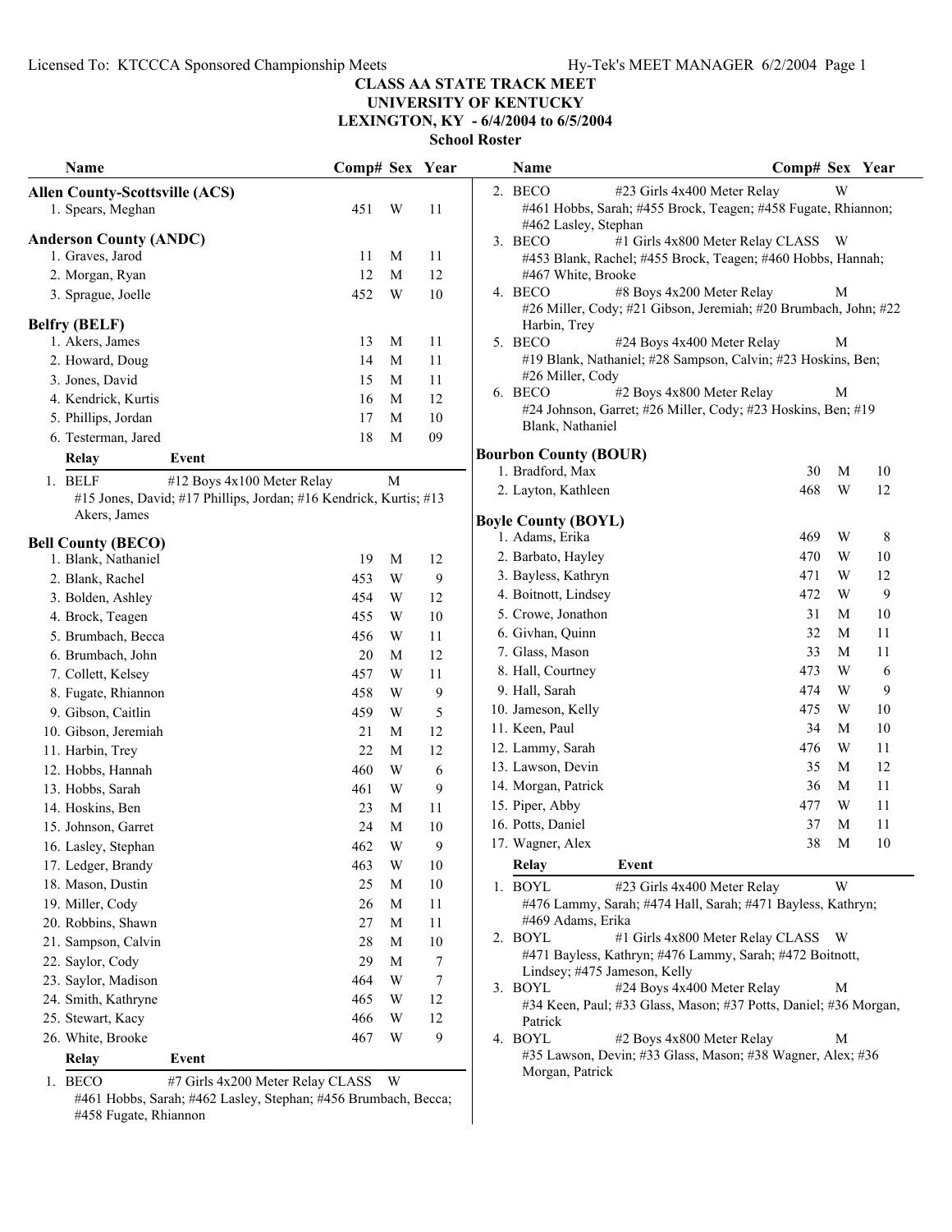# CLASS AA STATE TRACK MEET
## UNIVERSITY OF KENTUCKY
## LEXINGTON, KY - 6/4/2004 to 6/5/2004
### School Roster

**Allen County-Scottsville (ACS)**

| Name | Comp# | Sex | Year |
|---|---|---|---|
| 1. Spears, Meghan | 451 | W | 11 |

**Anderson County (ANDC)**

| Name | Comp# | Sex | Year |
|---|---|---|---|
| 1. Graves, Jarod | 11 | M | 11 |
| 2. Morgan, Ryan | 12 | M | 12 |
| 3. Sprague, Joelle | 452 | W | 10 |

**Belfry (BELF)**

| Name | Comp# | Sex | Year |
|---|---|---|---|
| 1. Akers, James | 13 | M | 11 |
| 2. Howard, Doug | 14 | M | 11 |
| 3. Jones, David | 15 | M | 11 |
| 4. Kendrick, Kurtis | 16 | M | 12 |
| 5. Phillips, Jordan | 17 | M | 10 |
| 6. Testerman, Jared | 18 | M | 09 |

| Relay | Event | |
|---|---|---|
| 1. BELF | #12 Boys 4x100 Meter Relay | M |

#15 Jones, David; #17 Phillips, Jordan; #16 Kendrick, Kurtis; #13 Akers, James

**Bell County (BECO)**

| Name | Comp# | Sex | Year |
|---|---|---|---|
| 1. Blank, Nathaniel | 19 | M | 12 |
| 2. Blank, Rachel | 453 | W | 9 |
| 3. Bolden, Ashley | 454 | W | 12 |
| 4. Brock, Teagen | 455 | W | 10 |
| 5. Brumbach, Becca | 456 | W | 11 |
| 6. Brumbach, John | 20 | M | 12 |
| 7. Collett, Kelsey | 457 | W | 11 |
| 8. Fugate, Rhiannon | 458 | W | 9 |
| 9. Gibson, Caitlin | 459 | W | 5 |
| 10. Gibson, Jeremiah | 21 | M | 12 |
| 11. Harbin, Trey | 22 | M | 12 |
| 12. Hobbs, Hannah | 460 | W | 6 |
| 13. Hobbs, Sarah | 461 | W | 9 |
| 14. Hoskins, Ben | 23 | M | 11 |
| 15. Johnson, Garret | 24 | M | 10 |
| 16. Lasley, Stephan | 462 | W | 9 |
| 17. Ledger, Brandy | 463 | W | 10 |
| 18. Mason, Dustin | 25 | M | 10 |
| 19. Miller, Cody | 26 | M | 11 |
| 20. Robbins, Shawn | 27 | M | 11 |
| 21. Sampson, Calvin | 28 | M | 10 |
| 22. Saylor, Cody | 29 | M | 7 |
| 23. Saylor, Madison | 464 | W | 7 |
| 24. Smith, Kathryne | 465 | W | 12 |
| 25. Stewart, Kacy | 466 | W | 12 |
| 26. White, Brooke | 467 | W | 9 |

| Relay | Event | |
|---|---|---|
| 1. BECO | #7 Girls 4x200 Meter Relay CLASS | W |

#461 Hobbs, Sarah; #462 Lasley, Stephan; #456 Brumbach, Becca; #458 Fugate, Rhiannon

| Relay | Event | |
|---|---|---|
| 2. BECO | #23 Girls 4x400 Meter Relay | W |

#461 Hobbs, Sarah; #455 Brock, Teagen; #458 Fugate, Rhiannon; #462 Lasley, Stephan

| Relay | Event | |
|---|---|---|
| 3. BECO | #1 Girls 4x800 Meter Relay CLASS | W |

#453 Blank, Rachel; #455 Brock, Teagen; #460 Hobbs, Hannah; #467 White, Brooke

| Relay | Event | |
|---|---|---|
| 4. BECO | #8 Boys 4x200 Meter Relay | M |

#26 Miller, Cody; #21 Gibson, Jeremiah; #20 Brumbach, John; #22 Harbin, Trey

| Relay | Event | |
|---|---|---|
| 5. BECO | #24 Boys 4x400 Meter Relay | M |

#19 Blank, Nathaniel; #28 Sampson, Calvin; #23 Hoskins, Ben; #26 Miller, Cody

| Relay | Event | |
|---|---|---|
| 6. BECO | #2 Boys 4x800 Meter Relay | M |

#24 Johnson, Garret; #26 Miller, Cody; #23 Hoskins, Ben; #19 Blank, Nathaniel

**Bourbon County (BOUR)**

| Name | Comp# | Sex | Year |
|---|---|---|---|
| 1. Bradford, Max | 30 | M | 10 |
| 2. Layton, Kathleen | 468 | W | 12 |

**Boyle County (BOYL)**

| Name | Comp# | Sex | Year |
|---|---|---|---|
| 1. Adams, Erika | 469 | W | 8 |
| 2. Barbato, Hayley | 470 | W | 10 |
| 3. Bayless, Kathryn | 471 | W | 12 |
| 4. Boitnott, Lindsey | 472 | W | 9 |
| 5. Crowe, Jonathon | 31 | M | 10 |
| 6. Givhan, Quinn | 32 | M | 11 |
| 7. Glass, Mason | 33 | M | 11 |
| 8. Hall, Courtney | 473 | W | 6 |
| 9. Hall, Sarah | 474 | W | 9 |
| 10. Jameson, Kelly | 475 | W | 10 |
| 11. Keen, Paul | 34 | M | 10 |
| 12. Lammy, Sarah | 476 | W | 11 |
| 13. Lawson, Devin | 35 | M | 12 |
| 14. Morgan, Patrick | 36 | M | 11 |
| 15. Piper, Abby | 477 | W | 11 |
| 16. Potts, Daniel | 37 | M | 11 |
| 17. Wagner, Alex | 38 | M | 10 |

| Relay | Event | |
|---|---|---|
| 1. BOYL | #23 Girls 4x400 Meter Relay | W |

#476 Lammy, Sarah; #474 Hall, Sarah; #471 Bayless, Kathryn; #469 Adams, Erika

| Relay | Event | |
|---|---|---|
| 2. BOYL | #1 Girls 4x800 Meter Relay CLASS | W |

#471 Bayless, Kathryn; #476 Lammy, Sarah; #472 Boitnott, Lindsey; #475 Jameson, Kelly

| Relay | Event | |
|---|---|---|
| 3. BOYL | #24 Boys 4x400 Meter Relay | M |

#34 Keen, Paul; #33 Glass, Mason; #37 Potts, Daniel; #36 Morgan, Patrick

| Relay | Event | |
|---|---|---|
| 4. BOYL | #2 Boys 4x800 Meter Relay | M |

#35 Lawson, Devin; #33 Glass, Mason; #38 Wagner, Alex; #36 Morgan, Patrick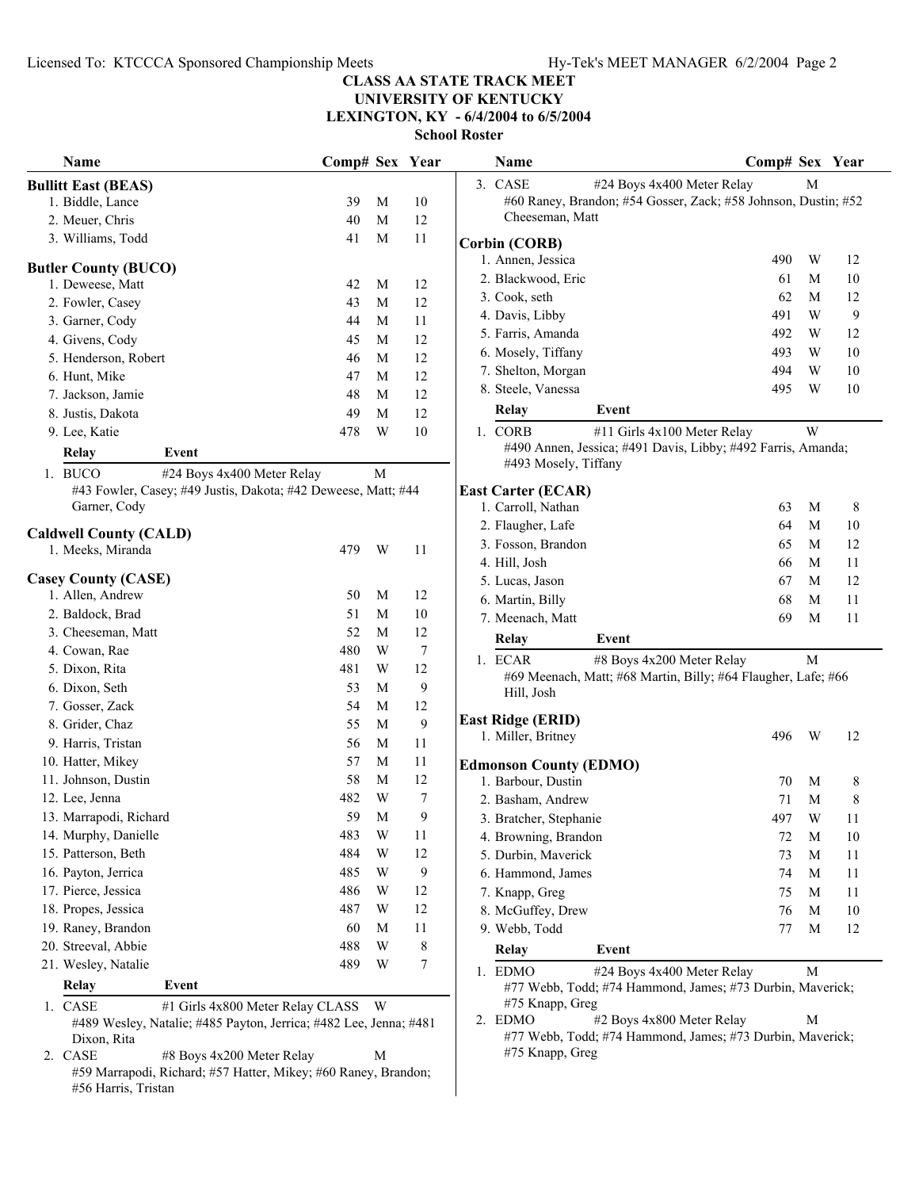# CLASS AA STATE TRACK MEET
## UNIVERSITY OF KENTUCKY
## LEXINGTON, KY - 6/4/2004 to 6/5/2004
### School Roster

**Bullitt East (BEAS)**

| Name | Comp# | Sex | Year |
|---|---|---|---|
| 1. Biddle, Lance | 39 | M | 10 |
| 2. Meuer, Chris | 40 | M | 12 |
| 3. Williams, Todd | 41 | M | 11 |

**Butler County (BUCO)**

| Name | Comp# | Sex | Year |
|---|---|---|---|
| 1. Deweese, Matt | 42 | M | 12 |
| 2. Fowler, Casey | 43 | M | 12 |
| 3. Garner, Cody | 44 | M | 11 |
| 4. Givens, Cody | 45 | M | 12 |
| 5. Henderson, Robert | 46 | M | 12 |
| 6. Hunt, Mike | 47 | M | 12 |
| 7. Jackson, Jamie | 48 | M | 12 |
| 8. Justis, Dakota | 49 | M | 12 |
| 9. Lee, Katie | 478 | W | 10 |

| Relay | Event | Sex |
|---|---|---|
| 1. BUCO | #24 Boys 4x400 Meter Relay | M |

#43 Fowler, Casey; #49 Justis, Dakota; #42 Deweese, Matt; #44 Garner, Cody

**Caldwell County (CALD)**

| Name | Comp# | Sex | Year |
|---|---|---|---|
| 1. Meeks, Miranda | 479 | W | 11 |

**Casey County (CASE)**

| Name | Comp# | Sex | Year |
|---|---|---|---|
| 1. Allen, Andrew | 50 | M | 12 |
| 2. Baldock, Brad | 51 | M | 10 |
| 3. Cheeseman, Matt | 52 | M | 12 |
| 4. Cowan, Rae | 480 | W | 7 |
| 5. Dixon, Rita | 481 | W | 12 |
| 6. Dixon, Seth | 53 | M | 9 |
| 7. Gosser, Zack | 54 | M | 12 |
| 8. Grider, Chaz | 55 | M | 9 |
| 9. Harris, Tristan | 56 | M | 11 |
| 10. Hatter, Mikey | 57 | M | 11 |
| 11. Johnson, Dustin | 58 | M | 12 |
| 12. Lee, Jenna | 482 | W | 7 |
| 13. Marrapodi, Richard | 59 | M | 9 |
| 14. Murphy, Danielle | 483 | W | 11 |
| 15. Patterson, Beth | 484 | W | 12 |
| 16. Payton, Jerrica | 485 | W | 9 |
| 17. Pierce, Jessica | 486 | W | 12 |
| 18. Propes, Jessica | 487 | W | 12 |
| 19. Raney, Brandon | 60 | M | 11 |
| 20. Streeval, Abbie | 488 | W | 8 |
| 21. Wesley, Natalie | 489 | W | 7 |

| Relay | Event | Sex |
|---|---|---|
| 1. CASE | #1 Girls 4x800 Meter Relay CLASS | W |

#489 Wesley, Natalie; #485 Payton, Jerrica; #482 Lee, Jenna; #481 Dixon, Rita

| Relay | Event | Sex |
|---|---|---|
| 2. CASE | #8 Boys 4x200 Meter Relay | M |

#59 Marrapodi, Richard; #57 Hatter, Mikey; #60 Raney, Brandon; #56 Harris, Tristan

| Relay | Event | Sex |
|---|---|---|
| 3. CASE | #24 Boys 4x400 Meter Relay | M |

#60 Raney, Brandon; #54 Gosser, Zack; #58 Johnson, Dustin; #52 Cheeseman, Matt

**Corbin (CORB)**

| Name | Comp# | Sex | Year |
|---|---|---|---|
| 1. Annen, Jessica | 490 | W | 12 |
| 2. Blackwood, Eric | 61 | M | 10 |
| 3. Cook, seth | 62 | M | 12 |
| 4. Davis, Libby | 491 | W | 9 |
| 5. Farris, Amanda | 492 | W | 12 |
| 6. Mosely, Tiffany | 493 | W | 10 |
| 7. Shelton, Morgan | 494 | W | 10 |
| 8. Steele, Vanessa | 495 | W | 10 |

| Relay | Event | Sex |
|---|---|---|
| 1. CORB | #11 Girls 4x100 Meter Relay | W |

#490 Annen, Jessica; #491 Davis, Libby; #492 Farris, Amanda; #493 Mosely, Tiffany

**East Carter (ECAR)**

| Name | Comp# | Sex | Year |
|---|---|---|---|
| 1. Carroll, Nathan | 63 | M | 8 |
| 2. Flaugher, Lafe | 64 | M | 10 |
| 3. Fosson, Brandon | 65 | M | 12 |
| 4. Hill, Josh | 66 | M | 11 |
| 5. Lucas, Jason | 67 | M | 12 |
| 6. Martin, Billy | 68 | M | 11 |
| 7. Meenach, Matt | 69 | M | 11 |

| Relay | Event | Sex |
|---|---|---|
| 1. ECAR | #8 Boys 4x200 Meter Relay | M |

#69 Meenach, Matt; #68 Martin, Billy; #64 Flaugher, Lafe; #66 Hill, Josh

**East Ridge (ERID)**

| Name | Comp# | Sex | Year |
|---|---|---|---|
| 1. Miller, Britney | 496 | W | 12 |

**Edmonson County (EDMO)**

| Name | Comp# | Sex | Year |
|---|---|---|---|
| 1. Barbour, Dustin | 70 | M | 8 |
| 2. Basham, Andrew | 71 | M | 8 |
| 3. Bratcher, Stephanie | 497 | W | 11 |
| 4. Browning, Brandon | 72 | M | 10 |
| 5. Durbin, Maverick | 73 | M | 11 |
| 6. Hammond, James | 74 | M | 11 |
| 7. Knapp, Greg | 75 | M | 11 |
| 8. McGuffey, Drew | 76 | M | 10 |
| 9. Webb, Todd | 77 | M | 12 |

| Relay | Event | Sex |
|---|---|---|
| 1. EDMO | #24 Boys 4x400 Meter Relay | M |

#77 Webb, Todd; #74 Hammond, James; #73 Durbin, Maverick; #75 Knapp, Greg

| Relay | Event | Sex |
|---|---|---|
| 2. EDMO | #2 Boys 4x800 Meter Relay | M |

#77 Webb, Todd; #74 Hammond, James; #73 Durbin, Maverick; #75 Knapp, Greg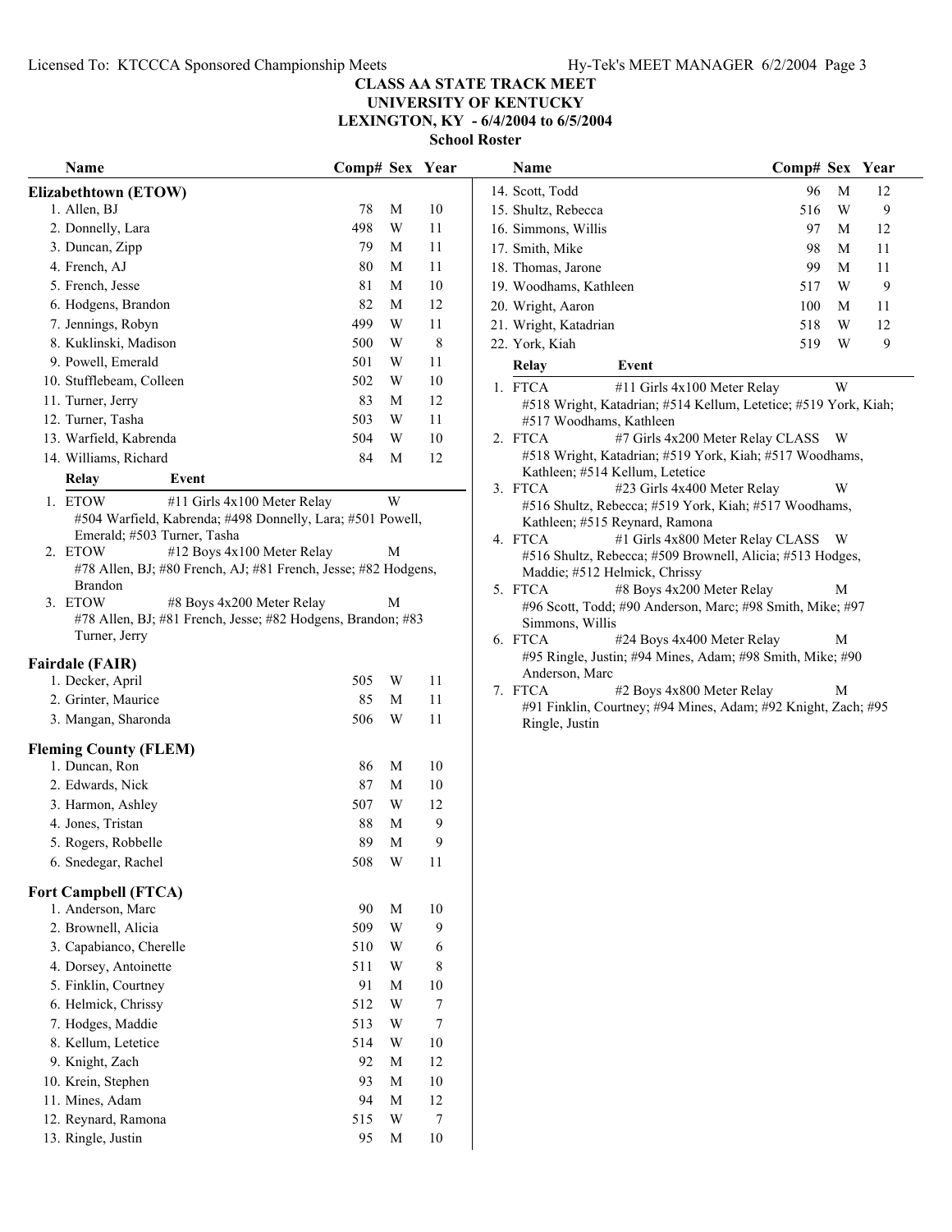# CLASS AA STATE TRACK MEET
## UNIVERSITY OF KENTUCKY
## LEXINGTON, KY - 6/4/2004 to 6/5/2004
### School Roster

### Elizabethtown (ETOW)

| Name | Comp# | Sex | Year |
|---|---|---|---|
| 1. Allen, BJ | 78 | M | 10 |
| 2. Donnelly, Lara | 498 | W | 11 |
| 3. Duncan, Zipp | 79 | M | 11 |
| 4. French, AJ | 80 | M | 11 |
| 5. French, Jesse | 81 | M | 10 |
| 6. Hodgens, Brandon | 82 | M | 12 |
| 7. Jennings, Robyn | 499 | W | 11 |
| 8. Kuklinski, Madison | 500 | W | 8 |
| 9. Powell, Emerald | 501 | W | 11 |
| 10. Stufflebeam, Colleen | 502 | W | 10 |
| 11. Turner, Jerry | 83 | M | 12 |
| 12. Turner, Tasha | 503 | W | 11 |
| 13. Warfield, Kabrenda | 504 | W | 10 |
| 14. Williams, Richard | 84 | M | 12 |

| Relay | Event | |
|---|---|---|
| 1. ETOW | #11 Girls 4x100 Meter Relay | W |
| | #504 Warfield, Kabrenda; #498 Donnelly, Lara; #501 Powell, Emerald; #503 Turner, Tasha | |
| 2. ETOW | #12 Boys 4x100 Meter Relay | M |
| | #78 Allen, BJ; #80 French, AJ; #81 French, Jesse; #82 Hodgens, Brandon | |
| 3. ETOW | #8 Boys 4x200 Meter Relay | M |
| | #78 Allen, BJ; #81 French, Jesse; #82 Hodgens, Brandon; #83 Turner, Jerry | |

### Fairdale (FAIR)

| Name | Comp# | Sex | Year |
|---|---|---|---|
| 1. Decker, April | 505 | W | 11 |
| 2. Grinter, Maurice | 85 | M | 11 |
| 3. Mangan, Sharonda | 506 | W | 11 |

### Fleming County (FLEM)

| Name | Comp# | Sex | Year |
|---|---|---|---|
| 1. Duncan, Ron | 86 | M | 10 |
| 2. Edwards, Nick | 87 | M | 10 |
| 3. Harmon, Ashley | 507 | W | 12 |
| 4. Jones, Tristan | 88 | M | 9 |
| 5. Rogers, Robbelle | 89 | M | 9 |
| 6. Snedegar, Rachel | 508 | W | 11 |

### Fort Campbell (FTCA)

| Name | Comp# | Sex | Year |
|---|---|---|---|
| 1. Anderson, Marc | 90 | M | 10 |
| 2. Brownell, Alicia | 509 | W | 9 |
| 3. Capabianco, Cherelle | 510 | W | 6 |
| 4. Dorsey, Antoinette | 511 | W | 8 |
| 5. Finklin, Courtney | 91 | M | 10 |
| 6. Helmick, Chrissy | 512 | W | 7 |
| 7. Hodges, Maddie | 513 | W | 7 |
| 8. Kellum, Letetice | 514 | W | 10 |
| 9. Knight, Zach | 92 | M | 12 |
| 10. Krein, Stephen | 93 | M | 10 |
| 11. Mines, Adam | 94 | M | 12 |
| 12. Reynard, Ramona | 515 | W | 7 |
| 13. Ringle, Justin | 95 | M | 10 |
| 14. Scott, Todd | 96 | M | 12 |
| 15. Shultz, Rebecca | 516 | W | 9 |
| 16. Simmons, Willis | 97 | M | 12 |
| 17. Smith, Mike | 98 | M | 11 |
| 18. Thomas, Jarone | 99 | M | 11 |
| 19. Woodhams, Kathleen | 517 | W | 9 |
| 20. Wright, Aaron | 100 | M | 11 |
| 21. Wright, Katadrian | 518 | W | 12 |
| 22. York, Kiah | 519 | W | 9 |

| Relay | Event | |
|---|---|---|
| 1. FTCA | #11 Girls 4x100 Meter Relay | W |
| | #518 Wright, Katadrian; #514 Kellum, Letetice; #519 York, Kiah; #517 Woodhams, Kathleen | |
| 2. FTCA | #7 Girls 4x200 Meter Relay CLASS | W |
| | #518 Wright, Katadrian; #519 York, Kiah; #517 Woodhams, Kathleen; #514 Kellum, Letetice | |
| 3. FTCA | #23 Girls 4x400 Meter Relay | W |
| | #516 Shultz, Rebecca; #519 York, Kiah; #517 Woodhams, Kathleen; #515 Reynard, Ramona | |
| 4. FTCA | #1 Girls 4x800 Meter Relay CLASS | W |
| | #516 Shultz, Rebecca; #509 Brownell, Alicia; #513 Hodges, Maddie; #512 Helmick, Chrissy | |
| 5. FTCA | #8 Boys 4x200 Meter Relay | M |
| | #96 Scott, Todd; #90 Anderson, Marc; #98 Smith, Mike; #97 Simmons, Willis | |
| 6. FTCA | #24 Boys 4x400 Meter Relay | M |
| | #95 Ringle, Justin; #94 Mines, Adam; #98 Smith, Mike; #90 Anderson, Marc | |
| 7. FTCA | #2 Boys 4x800 Meter Relay | M |
| | #91 Finklin, Courtney; #94 Mines, Adam; #92 Knight, Zach; #95 Ringle, Justin | |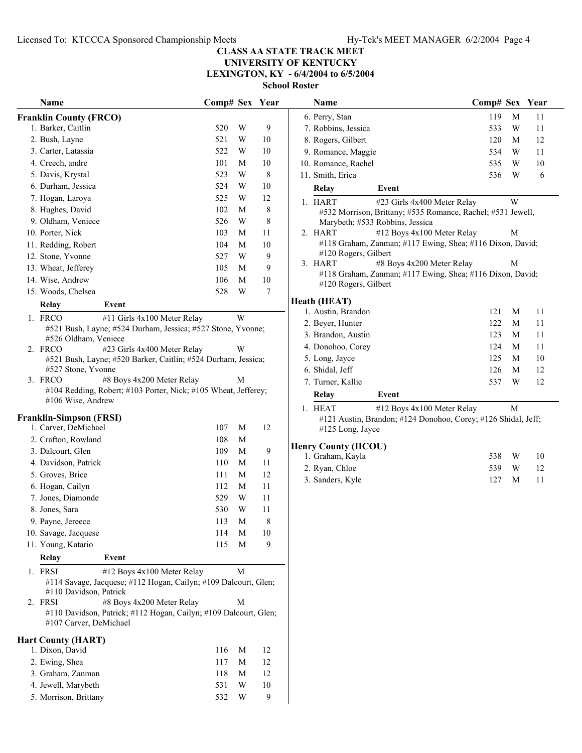# CLASS AA STATE TRACK MEET
## UNIVERSITY OF KENTUCKY
## LEXINGTON, KY - 6/4/2004 to 6/5/2004
### School Roster

### Franklin County (FRCO)

| Name | Comp# | Sex | Year |
|---|---|---|---|
| 1. Barker, Caitlin | 520 | W | 9 |
| 2. Bush, Layne | 521 | W | 10 |
| 3. Carter, Latassia | 522 | W | 10 |
| 4. Creech, andre | 101 | M | 10 |
| 5. Davis, Krystal | 523 | W | 8 |
| 6. Durham, Jessica | 524 | W | 10 |
| 7. Hogan, Laroya | 525 | W | 12 |
| 8. Hughes, David | 102 | M | 8 |
| 9. Oldham, Veniece | 526 | W | 8 |
| 10. Porter, Nick | 103 | M | 11 |
| 11. Redding, Robert | 104 | M | 10 |
| 12. Stone, Yvonne | 527 | W | 9 |
| 13. Wheat, Jefferey | 105 | M | 9 |
| 14. Wise, Andrew | 106 | M | 10 |
| 15. Woods, Chelsea | 528 | W | 7 |

| Relay | Event | |
|---|---|---|
| 1. FRCO | #11 Girls 4x100 Meter Relay | W |
| | #521 Bush, Layne; #524 Durham, Jessica; #527 Stone, Yvonne; #526 Oldham, Veniece | |
| 2. FRCO | #23 Girls 4x400 Meter Relay | W |
| | #521 Bush, Layne; #520 Barker, Caitlin; #524 Durham, Jessica; #527 Stone, Yvonne | |
| 3. FRCO | #8 Boys 4x200 Meter Relay | M |
| | #104 Redding, Robert; #103 Porter, Nick; #105 Wheat, Jefferey; #106 Wise, Andrew | |

### Franklin-Simpson (FRSI)

| Name | Comp# | Sex | Year |
|---|---|---|---|
| 1. Carver, DeMichael | 107 | M | 12 |
| 2. Crafton, Rowland | 108 | M | |
| 3. Dalcourt, Glen | 109 | M | 9 |
| 4. Davidson, Patrick | 110 | M | 11 |
| 5. Groves, Brice | 111 | M | 12 |
| 6. Hogan, Cailyn | 112 | M | 11 |
| 7. Jones, Diamonde | 529 | W | 11 |
| 8. Jones, Sara | 530 | W | 11 |
| 9. Payne, Jereece | 113 | M | 8 |
| 10. Savage, Jacquese | 114 | M | 10 |
| 11. Young, Katario | 115 | M | 9 |

| Relay | Event | |
|---|---|---|
| 1. FRSI | #12 Boys 4x100 Meter Relay | M |
| | #114 Savage, Jacquese; #112 Hogan, Cailyn; #109 Dalcourt, Glen; #110 Davidson, Patrick | |
| 2. FRSI | #8 Boys 4x200 Meter Relay | M |
| | #110 Davidson, Patrick; #112 Hogan, Cailyn; #109 Dalcourt, Glen; #107 Carver, DeMichael | |

### Hart County (HART)

| Name | Comp# | Sex | Year |
|---|---|---|---|
| 1. Dixon, David | 116 | M | 12 |
| 2. Ewing, Shea | 117 | M | 12 |
| 3. Graham, Zanman | 118 | M | 12 |
| 4. Jewell, Marybeth | 531 | W | 10 |
| 5. Morrison, Brittany | 532 | W | 9 |
| 6. Perry, Stan | 119 | M | 11 |
| 7. Robbins, Jessica | 533 | W | 11 |
| 8. Rogers, Gilbert | 120 | M | 12 |
| 9. Romance, Maggie | 534 | W | 11 |
| 10. Romance, Rachel | 535 | W | 10 |
| 11. Smith, Erica | 536 | W | 6 |

| Relay | Event | |
|---|---|---|
| 1. HART | #23 Girls 4x400 Meter Relay | W |
| | #532 Morrison, Brittany; #535 Romance, Rachel; #531 Jewell, Marybeth; #533 Robbins, Jessica | |
| 2. HART | #12 Boys 4x100 Meter Relay | M |
| | #118 Graham, Zanman; #117 Ewing, Shea; #116 Dixon, David; #120 Rogers, Gilbert | |
| 3. HART | #8 Boys 4x200 Meter Relay | M |
| | #118 Graham, Zanman; #117 Ewing, Shea; #116 Dixon, David; #120 Rogers, Gilbert | |

### Heath (HEAT)

| Name | Comp# | Sex | Year |
|---|---|---|---|
| 1. Austin, Brandon | 121 | M | 11 |
| 2. Beyer, Hunter | 122 | M | 11 |
| 3. Brandon, Austin | 123 | M | 11 |
| 4. Donohoo, Corey | 124 | M | 11 |
| 5. Long, Jayce | 125 | M | 10 |
| 6. Shidal, Jeff | 126 | M | 12 |
| 7. Turner, Kallie | 537 | W | 12 |

| Relay | Event | |
|---|---|---|
| 1. HEAT | #12 Boys 4x100 Meter Relay | M |
| | #121 Austin, Brandon; #124 Donohoo, Corey; #126 Shidal, Jeff; #125 Long, Jayce | |

### Henry County (HCOU)

| Name | Comp# | Sex | Year |
|---|---|---|---|
| 1. Graham, Kayla | 538 | W | 10 |
| 2. Ryan, Chloe | 539 | W | 12 |
| 3. Sanders, Kyle | 127 | M | 11 |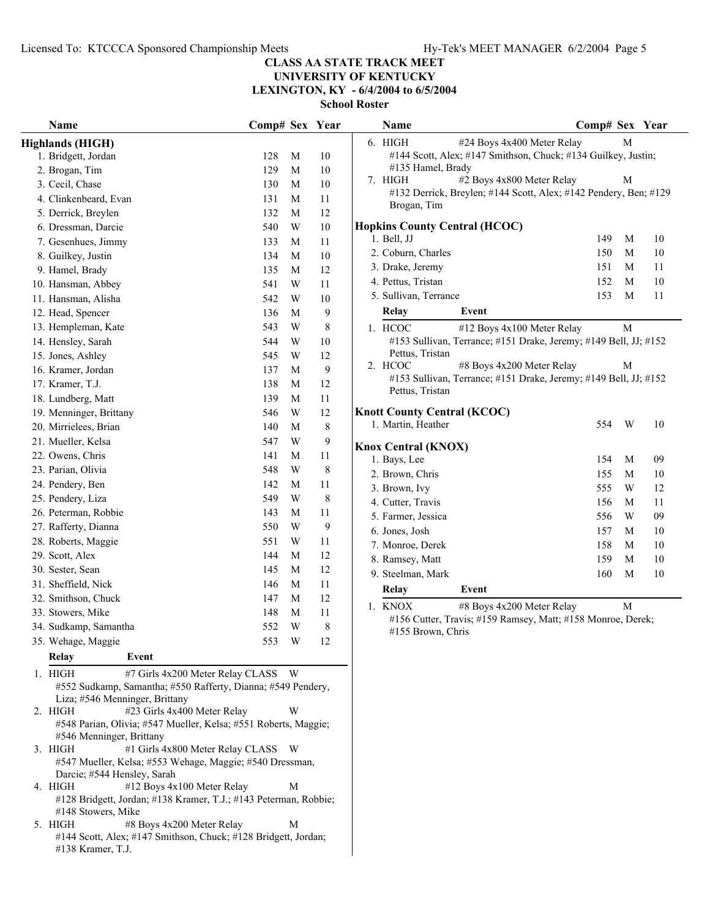# CLASS AA STATE TRACK MEET
## UNIVERSITY OF KENTUCKY
## LEXINGTON, KY - 6/4/2004 to 6/5/2004
### School Roster

## Highlands (HIGH)

| Name | Comp# | Sex | Year |
|---|---|---|---|
| 1. Bridgett, Jordan | 128 | M | 10 |
| 2. Brogan, Tim | 129 | M | 10 |
| 3. Cecil, Chase | 130 | M | 10 |
| 4. Clinkenbeard, Evan | 131 | M | 11 |
| 5. Derrick, Breylen | 132 | M | 12 |
| 6. Dressman, Darcie | 540 | W | 10 |
| 7. Gesenhues, Jimmy | 133 | M | 11 |
| 8. Guilkey, Justin | 134 | M | 10 |
| 9. Hamel, Brady | 135 | M | 12 |
| 10. Hansman, Abbey | 541 | W | 11 |
| 11. Hansman, Alisha | 542 | W | 10 |
| 12. Head, Spencer | 136 | M | 9 |
| 13. Hempleman, Kate | 543 | W | 8 |
| 14. Hensley, Sarah | 544 | W | 10 |
| 15. Jones, Ashley | 545 | W | 12 |
| 16. Kramer, Jordan | 137 | M | 9 |
| 17. Kramer, T.J. | 138 | M | 12 |
| 18. Lundberg, Matt | 139 | M | 11 |
| 19. Menninger, Brittany | 546 | W | 12 |
| 20. Mirrielees, Brian | 140 | M | 8 |
| 21. Mueller, Kelsa | 547 | W | 9 |
| 22. Owens, Chris | 141 | M | 11 |
| 23. Parian, Olivia | 548 | W | 8 |
| 24. Pendery, Ben | 142 | M | 11 |
| 25. Pendery, Liza | 549 | W | 8 |
| 26. Peterman, Robbie | 143 | M | 11 |
| 27. Rafferty, Dianna | 550 | W | 9 |
| 28. Roberts, Maggie | 551 | W | 11 |
| 29. Scott, Alex | 144 | M | 12 |
| 30. Sester, Sean | 145 | M | 12 |
| 31. Sheffield, Nick | 146 | M | 11 |
| 32. Smithson, Chuck | 147 | M | 12 |
| 33. Stowers, Mike | 148 | M | 11 |
| 34. Sudkamp, Samantha | 552 | W | 8 |
| 35. Wehage, Maggie | 553 | W | 12 |

**Relay** **Event**

1. HIGH — #7 Girls 4x200 Meter Relay CLASS — W
   #552 Sudkamp, Samantha; #550 Rafferty, Dianna; #549 Pendery, Liza; #546 Menninger, Brittany
2. HIGH — #23 Girls 4x400 Meter Relay — W
   #548 Parian, Olivia; #547 Mueller, Kelsa; #551 Roberts, Maggie; #546 Menninger, Brittany
3. HIGH — #1 Girls 4x800 Meter Relay CLASS — W
   #547 Mueller, Kelsa; #553 Wehage, Maggie; #540 Dressman, Darcie; #544 Hensley, Sarah
4. HIGH — #12 Boys 4x100 Meter Relay — M
   #128 Bridgett, Jordan; #138 Kramer, T.J.; #143 Peterman, Robbie; #148 Stowers, Mike
5. HIGH — #8 Boys 4x200 Meter Relay — M
   #144 Scott, Alex; #147 Smithson, Chuck; #128 Bridgett, Jordan; #138 Kramer, T.J.
6. HIGH — #24 Boys 4x400 Meter Relay — M
   #144 Scott, Alex; #147 Smithson, Chuck; #134 Guilkey, Justin; #135 Hamel, Brady
7. HIGH — #2 Boys 4x800 Meter Relay — M
   #132 Derrick, Breylen; #144 Scott, Alex; #142 Pendery, Ben; #129 Brogan, Tim

## Hopkins County Central (HCOC)

| Name | Comp# | Sex | Year |
|---|---|---|---|
| 1. Bell, JJ | 149 | M | 10 |
| 2. Coburn, Charles | 150 | M | 10 |
| 3. Drake, Jeremy | 151 | M | 11 |
| 4. Pettus, Tristan | 152 | M | 10 |
| 5. Sullivan, Terrance | 153 | M | 11 |

**Relay** **Event**

1. HCOC — #12 Boys 4x100 Meter Relay — M
   #153 Sullivan, Terrance; #151 Drake, Jeremy; #149 Bell, JJ; #152 Pettus, Tristan
2. HCOC — #8 Boys 4x200 Meter Relay — M
   #153 Sullivan, Terrance; #151 Drake, Jeremy; #149 Bell, JJ; #152 Pettus, Tristan

## Knott County Central (KCOC)

| Name | Comp# | Sex | Year |
|---|---|---|---|
| 1. Martin, Heather | 554 | W | 10 |

## Knox Central (KNOX)

| Name | Comp# | Sex | Year |
|---|---|---|---|
| 1. Bays, Lee | 154 | M | 09 |
| 2. Brown, Chris | 155 | M | 10 |
| 3. Brown, Ivy | 555 | W | 12 |
| 4. Cutter, Travis | 156 | M | 11 |
| 5. Farmer, Jessica | 556 | W | 09 |
| 6. Jones, Josh | 157 | M | 10 |
| 7. Monroe, Derek | 158 | M | 10 |
| 8. Ramsey, Matt | 159 | M | 10 |
| 9. Steelman, Mark | 160 | M | 10 |

**Relay** **Event**

1. KNOX — #8 Boys 4x200 Meter Relay — M
   #156 Cutter, Travis; #159 Ramsey, Matt; #158 Monroe, Derek; #155 Brown, Chris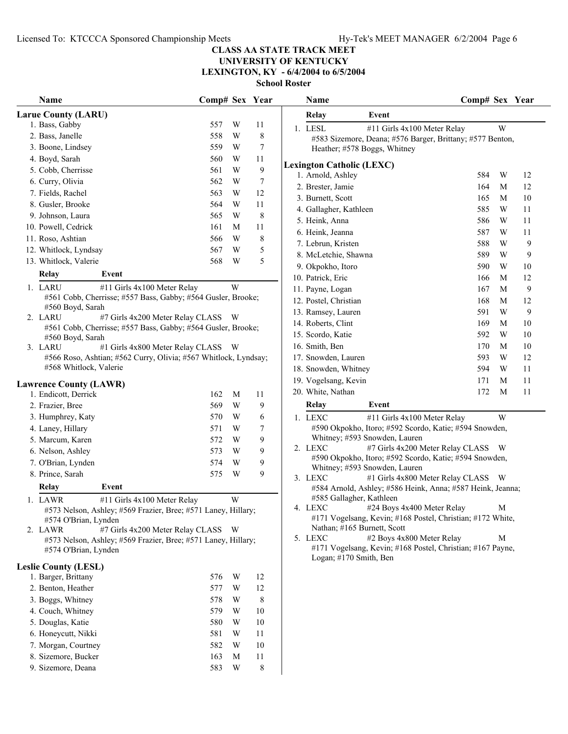# CLASS AA STATE TRACK MEET
## UNIVERSITY OF KENTUCKY
## LEXINGTON, KY - 6/4/2004 to 6/5/2004
### School Roster

### Larue County (LARU)

| Name | Comp# | Sex | Year |
|---|---|---|---|
| 1. Bass, Gabby | 557 | W | 11 |
| 2. Bass, Janelle | 558 | W | 8 |
| 3. Boone, Lindsey | 559 | W | 7 |
| 4. Boyd, Sarah | 560 | W | 11 |
| 5. Cobb, Cherrisse | 561 | W | 9 |
| 6. Curry, Olivia | 562 | W | 7 |
| 7. Fields, Rachel | 563 | W | 12 |
| 8. Gusler, Brooke | 564 | W | 11 |
| 9. Johnson, Laura | 565 | W | 8 |
| 10. Powell, Cedrick | 161 | M | 11 |
| 11. Roso, Ashtian | 566 | W | 8 |
| 12. Whitlock, Lyndsay | 567 | W | 5 |
| 13. Whitlock, Valerie | 568 | W | 5 |

| Relay | Event | |
|---|---|---|
| 1. LARU | #11 Girls 4x100 Meter Relay | W |
| | #561 Cobb, Cherrisse; #557 Bass, Gabby; #564 Gusler, Brooke; #560 Boyd, Sarah | |
| 2. LARU | #7 Girls 4x200 Meter Relay CLASS | W |
| | #561 Cobb, Cherrisse; #557 Bass, Gabby; #564 Gusler, Brooke; #560 Boyd, Sarah | |
| 3. LARU | #1 Girls 4x800 Meter Relay CLASS | W |
| | #566 Roso, Ashtian; #562 Curry, Olivia; #567 Whitlock, Lyndsay; #568 Whitlock, Valerie | |

### Lawrence County (LAWR)

| Name | Comp# | Sex | Year |
|---|---|---|---|
| 1. Endicott, Derrick | 162 | M | 11 |
| 2. Frazier, Bree | 569 | W | 9 |
| 3. Humphrey, Katy | 570 | W | 6 |
| 4. Laney, Hillary | 571 | W | 7 |
| 5. Marcum, Karen | 572 | W | 9 |
| 6. Nelson, Ashley | 573 | W | 9 |
| 7. O'Brian, Lynden | 574 | W | 9 |
| 8. Prince, Sarah | 575 | W | 9 |

| Relay | Event | |
|---|---|---|
| 1. LAWR | #11 Girls 4x100 Meter Relay | W |
| | #573 Nelson, Ashley; #569 Frazier, Bree; #571 Laney, Hillary; #574 O'Brian, Lynden | |
| 2. LAWR | #7 Girls 4x200 Meter Relay CLASS | W |
| | #573 Nelson, Ashley; #569 Frazier, Bree; #571 Laney, Hillary; #574 O'Brian, Lynden | |

### Leslie County (LESL)

| Name | Comp# | Sex | Year |
|---|---|---|---|
| 1. Barger, Brittany | 576 | W | 12 |
| 2. Benton, Heather | 577 | W | 12 |
| 3. Boggs, Whitney | 578 | W | 8 |
| 4. Couch, Whitney | 579 | W | 10 |
| 5. Douglas, Katie | 580 | W | 10 |
| 6. Honeycutt, Nikki | 581 | W | 11 |
| 7. Morgan, Courtney | 582 | W | 10 |
| 8. Sizemore, Bucker | 163 | M | 11 |
| 9. Sizemore, Deana | 583 | W | 8 |

| Relay | Event | |
|---|---|---|
| 1. LESL | #11 Girls 4x100 Meter Relay | W |
| | #583 Sizemore, Deana; #576 Barger, Brittany; #577 Benton, Heather; #578 Boggs, Whitney | |

### Lexington Catholic (LEXC)

| Name | Comp# | Sex | Year |
|---|---|---|---|
| 1. Arnold, Ashley | 584 | W | 12 |
| 2. Brester, Jamie | 164 | M | 12 |
| 3. Burnett, Scott | 165 | M | 10 |
| 4. Gallagher, Kathleen | 585 | W | 11 |
| 5. Heink, Anna | 586 | W | 11 |
| 6. Heink, Jeanna | 587 | W | 11 |
| 7. Lebrun, Kristen | 588 | W | 9 |
| 8. McLetchie, Shawna | 589 | W | 9 |
| 9. Okpokho, Itoro | 590 | W | 10 |
| 10. Patrick, Eric | 166 | M | 12 |
| 11. Payne, Logan | 167 | M | 9 |
| 12. Postel, Christian | 168 | M | 12 |
| 13. Ramsey, Lauren | 591 | W | 9 |
| 14. Roberts, Clint | 169 | M | 10 |
| 15. Scordo, Katie | 592 | W | 10 |
| 16. Smith, Ben | 170 | M | 10 |
| 17. Snowden, Lauren | 593 | W | 12 |
| 18. Snowden, Whitney | 594 | W | 11 |
| 19. Vogelsang, Kevin | 171 | M | 11 |
| 20. White, Nathan | 172 | M | 11 |

| Relay | Event | |
|---|---|---|
| 1. LEXC | #11 Girls 4x100 Meter Relay | W |
| | #590 Okpokho, Itoro; #592 Scordo, Katie; #594 Snowden, Whitney; #593 Snowden, Lauren | |
| 2. LEXC | #7 Girls 4x200 Meter Relay CLASS | W |
| | #590 Okpokho, Itoro; #592 Scordo, Katie; #594 Snowden, Whitney; #593 Snowden, Lauren | |
| 3. LEXC | #1 Girls 4x800 Meter Relay CLASS | W |
| | #584 Arnold, Ashley; #586 Heink, Anna; #587 Heink, Jeanna; #585 Gallagher, Kathleen | |
| 4. LEXC | #24 Boys 4x400 Meter Relay | M |
| | #171 Vogelsang, Kevin; #168 Postel, Christian; #172 White, Nathan; #165 Burnett, Scott | |
| 5. LEXC | #2 Boys 4x800 Meter Relay | M |
| | #171 Vogelsang, Kevin; #168 Postel, Christian; #167 Payne, Logan; #170 Smith, Ben | |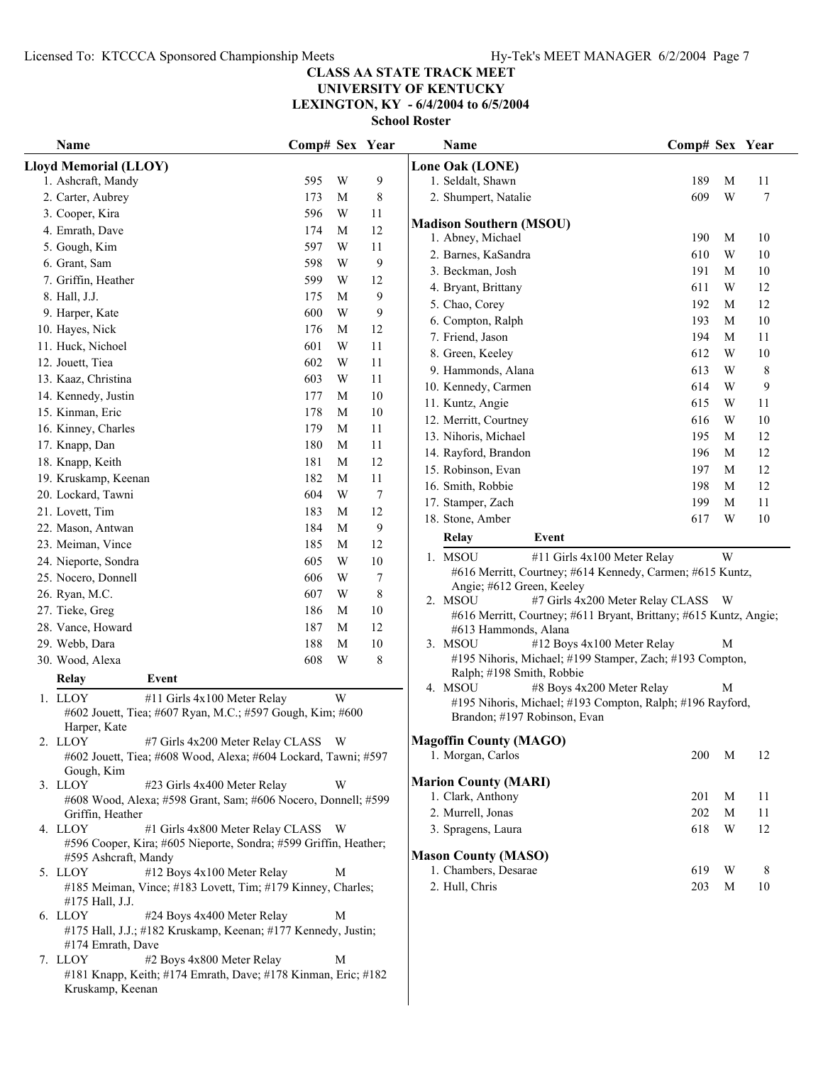# CLASS AA STATE TRACK MEET
## UNIVERSITY OF KENTUCKY
## LEXINGTON, KY - 6/4/2004 to 6/5/2004
### School Roster

### Lloyd Memorial (LLOY)

| Name | Comp# | Sex | Year |
|---|---|---|---|
| 1. Ashcraft, Mandy | 595 | W | 9 |
| 2. Carter, Aubrey | 173 | M | 8 |
| 3. Cooper, Kira | 596 | W | 11 |
| 4. Emrath, Dave | 174 | M | 12 |
| 5. Gough, Kim | 597 | W | 11 |
| 6. Grant, Sam | 598 | W | 9 |
| 7. Griffin, Heather | 599 | W | 12 |
| 8. Hall, J.J. | 175 | M | 9 |
| 9. Harper, Kate | 600 | W | 9 |
| 10. Hayes, Nick | 176 | M | 12 |
| 11. Huck, Nichoel | 601 | W | 11 |
| 12. Jouett, Tiea | 602 | W | 11 |
| 13. Kaaz, Christina | 603 | W | 11 |
| 14. Kennedy, Justin | 177 | M | 10 |
| 15. Kinman, Eric | 178 | M | 10 |
| 16. Kinney, Charles | 179 | M | 11 |
| 17. Knapp, Dan | 180 | M | 11 |
| 18. Knapp, Keith | 181 | M | 12 |
| 19. Kruskamp, Keenan | 182 | M | 11 |
| 20. Lockard, Tawni | 604 | W | 7 |
| 21. Lovett, Tim | 183 | M | 12 |
| 22. Mason, Antwan | 184 | M | 9 |
| 23. Meiman, Vince | 185 | M | 12 |
| 24. Nieporte, Sondra | 605 | W | 10 |
| 25. Nocero, Donnell | 606 | W | 7 |
| 26. Ryan, M.C. | 607 | W | 8 |
| 27. Tieke, Greg | 186 | M | 10 |
| 28. Vance, Howard | 187 | M | 12 |
| 29. Webb, Dara | 188 | M | 10 |
| 30. Wood, Alexa | 608 | W | 8 |

| Relay | Event | |
|---|---|---|
| 1. LLOY | #11 Girls 4x100 Meter Relay | W |
| | #602 Jouett, Tiea; #607 Ryan, M.C.; #597 Gough, Kim; #600 Harper, Kate | |
| 2. LLOY | #7 Girls 4x200 Meter Relay CLASS | W |
| | #602 Jouett, Tiea; #608 Wood, Alexa; #604 Lockard, Tawni; #597 Gough, Kim | |
| 3. LLOY | #23 Girls 4x400 Meter Relay | W |
| | #608 Wood, Alexa; #598 Grant, Sam; #606 Nocero, Donnell; #599 Griffin, Heather | |
| 4. LLOY | #1 Girls 4x800 Meter Relay CLASS | W |
| | #596 Cooper, Kira; #605 Nieporte, Sondra; #599 Griffin, Heather; #595 Ashcraft, Mandy | |
| 5. LLOY | #12 Boys 4x100 Meter Relay | M |
| | #185 Meiman, Vince; #183 Lovett, Tim; #179 Kinney, Charles; #175 Hall, J.J. | |
| 6. LLOY | #24 Boys 4x400 Meter Relay | M |
| | #175 Hall, J.J.; #182 Kruskamp, Keenan; #177 Kennedy, Justin; #174 Emrath, Dave | |
| 7. LLOY | #2 Boys 4x800 Meter Relay | M |
| | #181 Knapp, Keith; #174 Emrath, Dave; #178 Kinman, Eric; #182 Kruskamp, Keenan | |

### Lone Oak (LONE)

| Name | Comp# | Sex | Year |
|---|---|---|---|
| 1. Seldalt, Shawn | 189 | M | 11 |
| 2. Shumpert, Natalie | 609 | W | 7 |

### Madison Southern (MSOU)

| Name | Comp# | Sex | Year |
|---|---|---|---|
| 1. Abney, Michael | 190 | M | 10 |
| 2. Barnes, KaSandra | 610 | W | 10 |
| 3. Beckman, Josh | 191 | M | 10 |
| 4. Bryant, Brittany | 611 | W | 12 |
| 5. Chao, Corey | 192 | M | 12 |
| 6. Compton, Ralph | 193 | M | 10 |
| 7. Friend, Jason | 194 | M | 11 |
| 8. Green, Keeley | 612 | W | 10 |
| 9. Hammonds, Alana | 613 | W | 8 |
| 10. Kennedy, Carmen | 614 | W | 9 |
| 11. Kuntz, Angie | 615 | W | 11 |
| 12. Merritt, Courtney | 616 | W | 10 |
| 13. Nihoris, Michael | 195 | M | 12 |
| 14. Rayford, Brandon | 196 | M | 12 |
| 15. Robinson, Evan | 197 | M | 12 |
| 16. Smith, Robbie | 198 | M | 12 |
| 17. Stamper, Zach | 199 | M | 11 |
| 18. Stone, Amber | 617 | W | 10 |

| Relay | Event | |
|---|---|---|
| 1. MSOU | #11 Girls 4x100 Meter Relay | W |
| | #616 Merritt, Courtney; #614 Kennedy, Carmen; #615 Kuntz, Angie; #612 Green, Keeley | |
| 2. MSOU | #7 Girls 4x200 Meter Relay CLASS | W |
| | #616 Merritt, Courtney; #611 Bryant, Brittany; #615 Kuntz, Angie; #613 Hammonds, Alana | |
| 3. MSOU | #12 Boys 4x100 Meter Relay | M |
| | #195 Nihoris, Michael; #199 Stamper, Zach; #193 Compton, Ralph; #198 Smith, Robbie | |
| 4. MSOU | #8 Boys 4x200 Meter Relay | M |
| | #195 Nihoris, Michael; #193 Compton, Ralph; #196 Rayford, Brandon; #197 Robinson, Evan | |

### Magoffin County (MAGO)

| Name | Comp# | Sex | Year |
|---|---|---|---|
| 1. Morgan, Carlos | 200 | M | 12 |

### Marion County (MARI)

| Name | Comp# | Sex | Year |
|---|---|---|---|
| 1. Clark, Anthony | 201 | M | 11 |
| 2. Murrell, Jonas | 202 | M | 11 |
| 3. Spragens, Laura | 618 | W | 12 |

### Mason County (MASO)

| Name | Comp# | Sex | Year |
|---|---|---|---|
| 1. Chambers, Desarae | 619 | W | 8 |
| 2. Hull, Chris | 203 | M | 10 |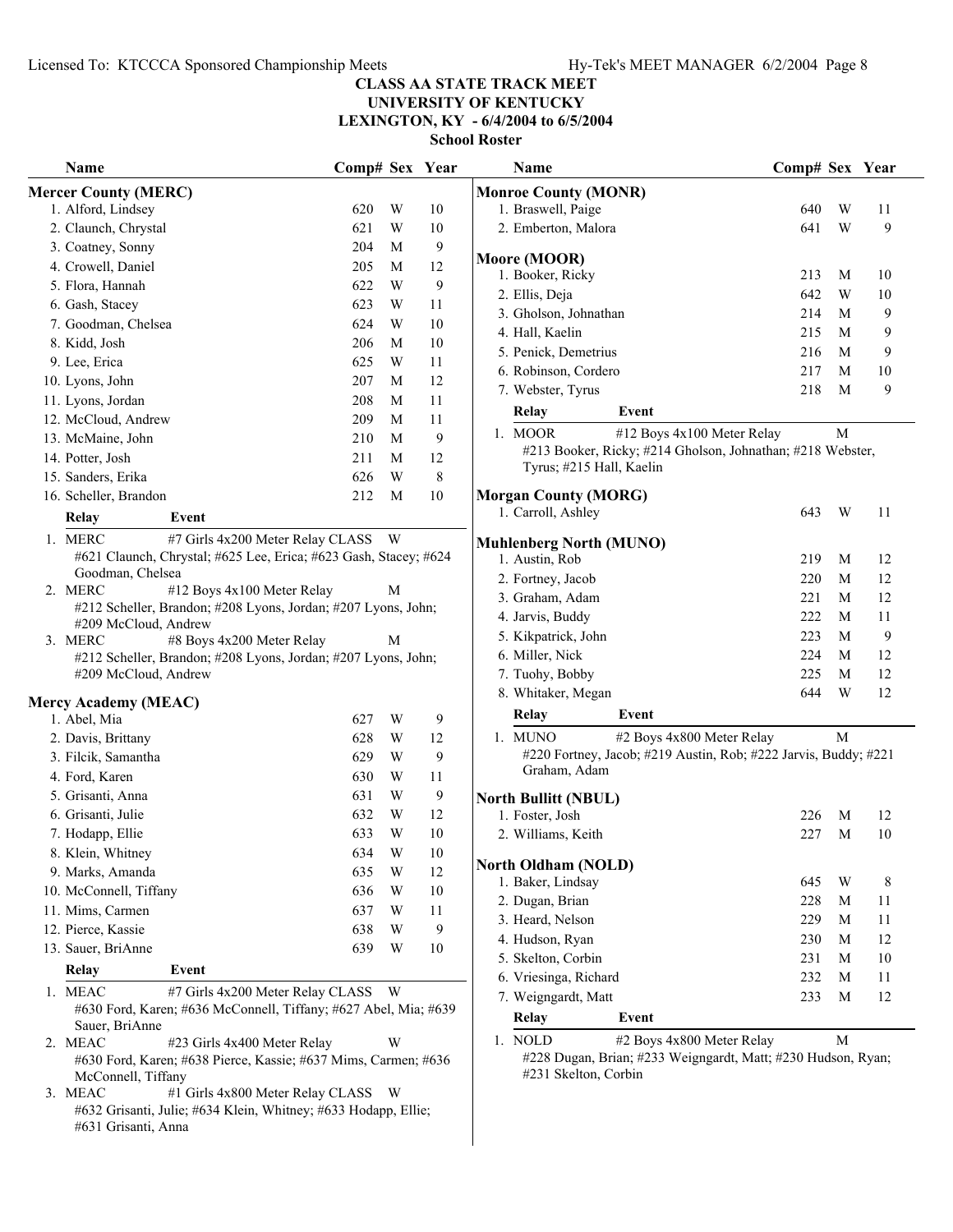# CLASS AA STATE TRACK MEET
## UNIVERSITY OF KENTUCKY
## LEXINGTON, KY - 6/4/2004 to 6/5/2004
### School Roster

### Mercer County (MERC)

| Name | Comp# | Sex | Year |
|---|---|---|---|
| 1. Alford, Lindsey | 620 | W | 10 |
| 2. Claunch, Chrystal | 621 | W | 10 |
| 3. Coatney, Sonny | 204 | M | 9 |
| 4. Crowell, Daniel | 205 | M | 12 |
| 5. Flora, Hannah | 622 | W | 9 |
| 6. Gash, Stacey | 623 | W | 11 |
| 7. Goodman, Chelsea | 624 | W | 10 |
| 8. Kidd, Josh | 206 | M | 10 |
| 9. Lee, Erica | 625 | W | 11 |
| 10. Lyons, John | 207 | M | 12 |
| 11. Lyons, Jordan | 208 | M | 11 |
| 12. McCloud, Andrew | 209 | M | 11 |
| 13. McMaine, John | 210 | M | 9 |
| 14. Potter, Josh | 211 | M | 12 |
| 15. Sanders, Erika | 626 | W | 8 |
| 16. Scheller, Brandon | 212 | M | 10 |

| Relay | Event | Sex |
|---|---|---|
| 1. MERC | #7 Girls 4x200 Meter Relay CLASS | W |
| | #621 Claunch, Chrystal; #625 Lee, Erica; #623 Gash, Stacey; #624 Goodman, Chelsea | |
| 2. MERC | #12 Boys 4x100 Meter Relay | M |
| | #212 Scheller, Brandon; #208 Lyons, Jordan; #207 Lyons, John; #209 McCloud, Andrew | |
| 3. MERC | #8 Boys 4x200 Meter Relay | M |
| | #212 Scheller, Brandon; #208 Lyons, Jordan; #207 Lyons, John; #209 McCloud, Andrew | |

### Mercy Academy (MEAC)

| Name | Comp# | Sex | Year |
|---|---|---|---|
| 1. Abel, Mia | 627 | W | 9 |
| 2. Davis, Brittany | 628 | W | 12 |
| 3. Filcik, Samantha | 629 | W | 9 |
| 4. Ford, Karen | 630 | W | 11 |
| 5. Grisanti, Anna | 631 | W | 9 |
| 6. Grisanti, Julie | 632 | W | 12 |
| 7. Hodapp, Ellie | 633 | W | 10 |
| 8. Klein, Whitney | 634 | W | 10 |
| 9. Marks, Amanda | 635 | W | 12 |
| 10. McConnell, Tiffany | 636 | W | 10 |
| 11. Mims, Carmen | 637 | W | 11 |
| 12. Pierce, Kassie | 638 | W | 9 |
| 13. Sauer, BriAnne | 639 | W | 10 |

| Relay | Event | Sex |
|---|---|---|
| 1. MEAC | #7 Girls 4x200 Meter Relay CLASS | W |
| | #630 Ford, Karen; #636 McConnell, Tiffany; #627 Abel, Mia; #639 Sauer, BriAnne | |
| 2. MEAC | #23 Girls 4x400 Meter Relay | W |
| | #630 Ford, Karen; #638 Pierce, Kassie; #637 Mims, Carmen; #636 McConnell, Tiffany | |
| 3. MEAC | #1 Girls 4x800 Meter Relay CLASS | W |
| | #632 Grisanti, Julie; #634 Klein, Whitney; #633 Hodapp, Ellie; #631 Grisanti, Anna | |

### Monroe County (MONR)

| Name | Comp# | Sex | Year |
|---|---|---|---|
| 1. Braswell, Paige | 640 | W | 11 |
| 2. Emberton, Malora | 641 | W | 9 |

### Moore (MOOR)

| Name | Comp# | Sex | Year |
|---|---|---|---|
| 1. Booker, Ricky | 213 | M | 10 |
| 2. Ellis, Deja | 642 | W | 10 |
| 3. Gholson, Johnathan | 214 | M | 9 |
| 4. Hall, Kaelin | 215 | M | 9 |
| 5. Penick, Demetrius | 216 | M | 9 |
| 6. Robinson, Cordero | 217 | M | 10 |
| 7. Webster, Tyrus | 218 | M | 9 |

| Relay | Event | Sex |
|---|---|---|
| 1. MOOR | #12 Boys 4x100 Meter Relay | M |
| | #213 Booker, Ricky; #214 Gholson, Johnathan; #218 Webster, Tyrus; #215 Hall, Kaelin | |

### Morgan County (MORG)

| Name | Comp# | Sex | Year |
|---|---|---|---|
| 1. Carroll, Ashley | 643 | W | 11 |

### Muhlenberg North (MUNO)

| Name | Comp# | Sex | Year |
|---|---|---|---|
| 1. Austin, Rob | 219 | M | 12 |
| 2. Fortney, Jacob | 220 | M | 12 |
| 3. Graham, Adam | 221 | M | 12 |
| 4. Jarvis, Buddy | 222 | M | 11 |
| 5. Kikpatrick, John | 223 | M | 9 |
| 6. Miller, Nick | 224 | M | 12 |
| 7. Tuohy, Bobby | 225 | M | 12 |
| 8. Whitaker, Megan | 644 | W | 12 |

| Relay | Event | Sex |
|---|---|---|
| 1. MUNO | #2 Boys 4x800 Meter Relay | M |
| | #220 Fortney, Jacob; #219 Austin, Rob; #222 Jarvis, Buddy; #221 Graham, Adam | |

### North Bullitt (NBUL)

| Name | Comp# | Sex | Year |
|---|---|---|---|
| 1. Foster, Josh | 226 | M | 12 |
| 2. Williams, Keith | 227 | M | 10 |

### North Oldham (NOLD)

| Name | Comp# | Sex | Year |
|---|---|---|---|
| 1. Baker, Lindsay | 645 | W | 8 |
| 2. Dugan, Brian | 228 | M | 11 |
| 3. Heard, Nelson | 229 | M | 11 |
| 4. Hudson, Ryan | 230 | M | 12 |
| 5. Skelton, Corbin | 231 | M | 10 |
| 6. Vriesinga, Richard | 232 | M | 11 |
| 7. Weigngardt, Matt | 233 | M | 12 |

| Relay | Event | Sex |
|---|---|---|
| 1. NOLD | #2 Boys 4x800 Meter Relay | M |
| | #228 Dugan, Brian; #233 Weigngardt, Matt; #230 Hudson, Ryan; #231 Skelton, Corbin | |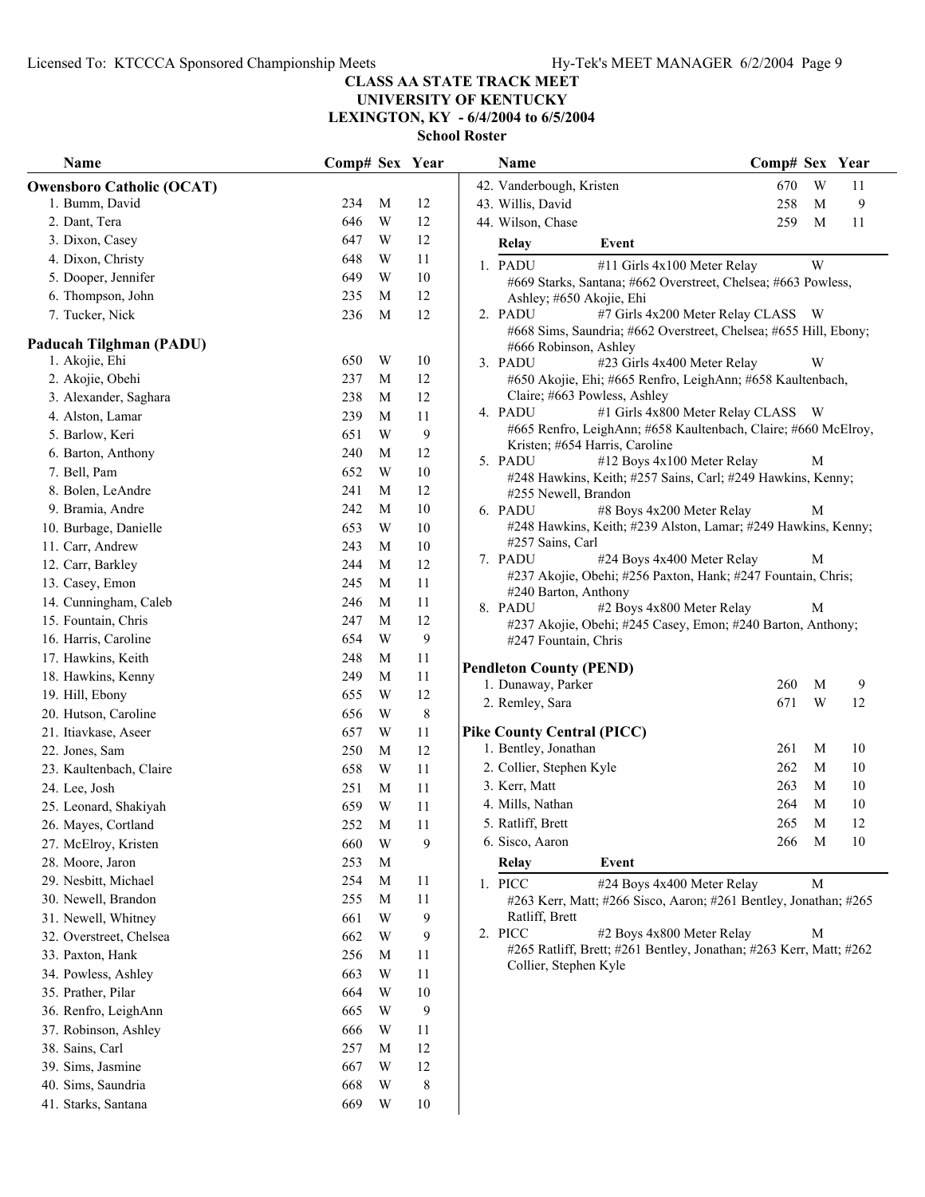# CLASS AA STATE TRACK MEET
## UNIVERSITY OF KENTUCKY
### LEXINGTON, KY - 6/4/2004 to 6/5/2004
### School Roster

**Owensboro Catholic (OCAT)**

| Name | Comp# | Sex | Year |
|---|---|---|---|
| 1. Bumm, David | 234 | M | 12 |
| 2. Dant, Tera | 646 | W | 12 |
| 3. Dixon, Casey | 647 | W | 12 |
| 4. Dixon, Christy | 648 | W | 11 |
| 5. Dooper, Jennifer | 649 | W | 10 |
| 6. Thompson, John | 235 | M | 12 |
| 7. Tucker, Nick | 236 | M | 12 |

**Paducah Tilghman (PADU)**

| Name | Comp# | Sex | Year |
|---|---|---|---|
| 1. Akojie, Ehi | 650 | W | 10 |
| 2. Akojie, Obehi | 237 | M | 12 |
| 3. Alexander, Saghara | 238 | M | 12 |
| 4. Alston, Lamar | 239 | M | 11 |
| 5. Barlow, Keri | 651 | W | 9 |
| 6. Barton, Anthony | 240 | M | 12 |
| 7. Bell, Pam | 652 | W | 10 |
| 8. Bolen, LeAndre | 241 | M | 12 |
| 9. Bramia, Andre | 242 | M | 10 |
| 10. Burbage, Danielle | 653 | W | 10 |
| 11. Carr, Andrew | 243 | M | 10 |
| 12. Carr, Barkley | 244 | M | 12 |
| 13. Casey, Emon | 245 | M | 11 |
| 14. Cunningham, Caleb | 246 | M | 11 |
| 15. Fountain, Chris | 247 | M | 12 |
| 16. Harris, Caroline | 654 | W | 9 |
| 17. Hawkins, Keith | 248 | M | 11 |
| 18. Hawkins, Kenny | 249 | M | 11 |
| 19. Hill, Ebony | 655 | W | 12 |
| 20. Hutson, Caroline | 656 | W | 8 |
| 21. Itiavkase, Aseer | 657 | W | 11 |
| 22. Jones, Sam | 250 | M | 12 |
| 23. Kaultenbach, Claire | 658 | W | 11 |
| 24. Lee, Josh | 251 | M | 11 |
| 25. Leonard, Shakiyah | 659 | W | 11 |
| 26. Mayes, Cortland | 252 | M | 11 |
| 27. McElroy, Kristen | 660 | W | 9 |
| 28. Moore, Jaron | 253 | M | |
| 29. Nesbitt, Michael | 254 | M | 11 |
| 30. Newell, Brandon | 255 | M | 11 |
| 31. Newell, Whitney | 661 | W | 9 |
| 32. Overstreet, Chelsea | 662 | W | 9 |
| 33. Paxton, Hank | 256 | M | 11 |
| 34. Powless, Ashley | 663 | W | 11 |
| 35. Prather, Pilar | 664 | W | 10 |
| 36. Renfro, LeighAnn | 665 | W | 9 |
| 37. Robinson, Ashley | 666 | W | 11 |
| 38. Sains, Carl | 257 | M | 12 |
| 39. Sims, Jasmine | 667 | W | 12 |
| 40. Sims, Saundria | 668 | W | 8 |
| 41. Starks, Santana | 669 | W | 10 |
| 42. Vanderbough, Kristen | 670 | W | 11 |
| 43. Willis, David | 258 | M | 9 |
| 44. Wilson, Chase | 259 | M | 11 |

| Relay | Event | |
|---|---|---|
| 1. PADU | #11 Girls 4x100 Meter Relay | W |
| | #669 Starks, Santana; #662 Overstreet, Chelsea; #663 Powless, Ashley; #650 Akojie, Ehi | |
| 2. PADU | #7 Girls 4x200 Meter Relay CLASS | W |
| | #668 Sims, Saundria; #662 Overstreet, Chelsea; #655 Hill, Ebony; #666 Robinson, Ashley | |
| 3. PADU | #23 Girls 4x400 Meter Relay | W |
| | #650 Akojie, Ehi; #665 Renfro, LeighAnn; #658 Kaultenbach, Claire; #663 Powless, Ashley | |
| 4. PADU | #1 Girls 4x800 Meter Relay CLASS | W |
| | #665 Renfro, LeighAnn; #658 Kaultenbach, Claire; #660 McElroy, Kristen; #654 Harris, Caroline | |
| 5. PADU | #12 Boys 4x100 Meter Relay | M |
| | #248 Hawkins, Keith; #257 Sains, Carl; #249 Hawkins, Kenny; #255 Newell, Brandon | |
| 6. PADU | #8 Boys 4x200 Meter Relay | M |
| | #248 Hawkins, Keith; #239 Alston, Lamar; #249 Hawkins, Kenny; #257 Sains, Carl | |
| 7. PADU | #24 Boys 4x400 Meter Relay | M |
| | #237 Akojie, Obehi; #256 Paxton, Hank; #247 Fountain, Chris; #240 Barton, Anthony | |
| 8. PADU | #2 Boys 4x800 Meter Relay | M |
| | #237 Akojie, Obehi; #245 Casey, Emon; #240 Barton, Anthony; #247 Fountain, Chris | |

**Pendleton County (PEND)**

| Name | Comp# | Sex | Year |
|---|---|---|---|
| 1. Dunaway, Parker | 260 | M | 9 |
| 2. Remley, Sara | 671 | W | 12 |

**Pike County Central (PICC)**

| Name | Comp# | Sex | Year |
|---|---|---|---|
| 1. Bentley, Jonathan | 261 | M | 10 |
| 2. Collier, Stephen Kyle | 262 | M | 10 |
| 3. Kerr, Matt | 263 | M | 10 |
| 4. Mills, Nathan | 264 | M | 10 |
| 5. Ratliff, Brett | 265 | M | 12 |
| 6. Sisco, Aaron | 266 | M | 10 |

| Relay | Event | |
|---|---|---|
| 1. PICC | #24 Boys 4x400 Meter Relay | M |
| | #263 Kerr, Matt; #266 Sisco, Aaron; #261 Bentley, Jonathan; #265 Ratliff, Brett | |
| 2. PICC | #2 Boys 4x800 Meter Relay | M |
| | #265 Ratliff, Brett; #261 Bentley, Jonathan; #263 Kerr, Matt; #262 Collier, Stephen Kyle | |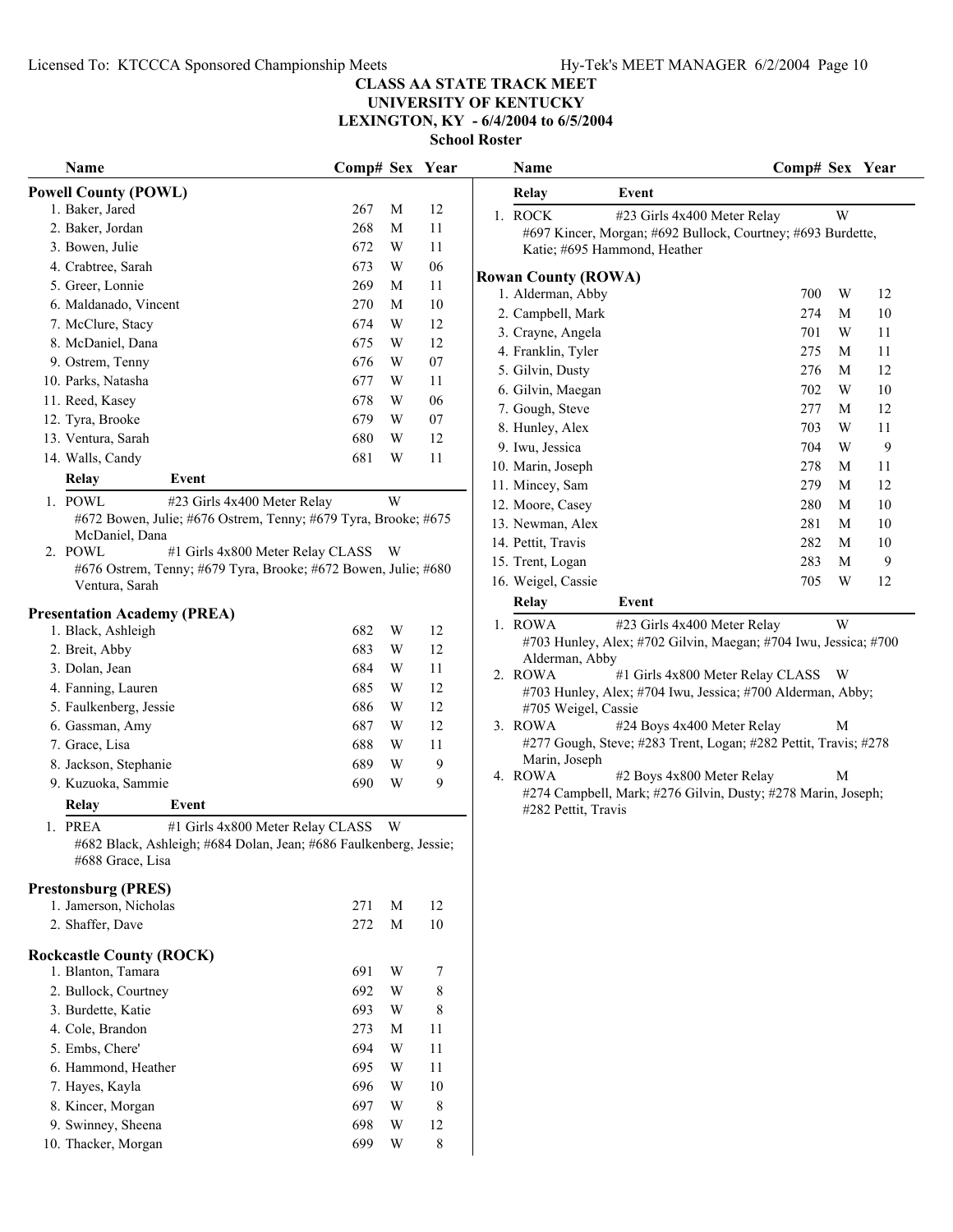# CLASS AA STATE TRACK MEET
## UNIVERSITY OF KENTUCKY
## LEXINGTON, KY - 6/4/2004 to 6/5/2004
### School Roster

### Powell County (POWL)

| Name | Comp# | Sex | Year |
|---|---|---|---|
| 1. Baker, Jared | 267 | M | 12 |
| 2. Baker, Jordan | 268 | M | 11 |
| 3. Bowen, Julie | 672 | W | 11 |
| 4. Crabtree, Sarah | 673 | W | 06 |
| 5. Greer, Lonnie | 269 | M | 11 |
| 6. Maldanado, Vincent | 270 | M | 10 |
| 7. McClure, Stacy | 674 | W | 12 |
| 8. McDaniel, Dana | 675 | W | 12 |
| 9. Ostrem, Tenny | 676 | W | 07 |
| 10. Parks, Natasha | 677 | W | 11 |
| 11. Reed, Kasey | 678 | W | 06 |
| 12. Tyra, Brooke | 679 | W | 07 |
| 13. Ventura, Sarah | 680 | W | 12 |
| 14. Walls, Candy | 681 | W | 11 |

| Relay | Event | Sex |
|---|---|---|
| 1. POWL | #23 Girls 4x400 Meter Relay | W |

#672 Bowen, Julie; #676 Ostrem, Tenny; #679 Tyra, Brooke; #675 McDaniel, Dana

| Relay | Event | Sex |
|---|---|---|
| 2. POWL | #1 Girls 4x800 Meter Relay CLASS | W |

#676 Ostrem, Tenny; #679 Tyra, Brooke; #672 Bowen, Julie; #680 Ventura, Sarah

### Presentation Academy (PREA)

| Name | Comp# | Sex | Year |
|---|---|---|---|
| 1. Black, Ashleigh | 682 | W | 12 |
| 2. Breit, Abby | 683 | W | 12 |
| 3. Dolan, Jean | 684 | W | 11 |
| 4. Fanning, Lauren | 685 | W | 12 |
| 5. Faulkenberg, Jessie | 686 | W | 12 |
| 6. Gassman, Amy | 687 | W | 12 |
| 7. Grace, Lisa | 688 | W | 11 |
| 8. Jackson, Stephanie | 689 | W | 9 |
| 9. Kuzuoka, Sammie | 690 | W | 9 |

| Relay | Event | Sex |
|---|---|---|
| 1. PREA | #1 Girls 4x800 Meter Relay CLASS | W |

#682 Black, Ashleigh; #684 Dolan, Jean; #686 Faulkenberg, Jessie; #688 Grace, Lisa

### Prestonsburg (PRES)

| Name | Comp# | Sex | Year |
|---|---|---|---|
| 1. Jamerson, Nicholas | 271 | M | 12 |
| 2. Shaffer, Dave | 272 | M | 10 |

### Rockcastle County (ROCK)

| Name | Comp# | Sex | Year |
|---|---|---|---|
| 1. Blanton, Tamara | 691 | W | 7 |
| 2. Bullock, Courtney | 692 | W | 8 |
| 3. Burdette, Katie | 693 | W | 8 |
| 4. Cole, Brandon | 273 | M | 11 |
| 5. Embs, Chere' | 694 | W | 11 |
| 6. Hammond, Heather | 695 | W | 11 |
| 7. Hayes, Kayla | 696 | W | 10 |
| 8. Kincer, Morgan | 697 | W | 8 |
| 9. Swinney, Sheena | 698 | W | 12 |
| 10. Thacker, Morgan | 699 | W | 8 |

| Relay | Event | Sex |
|---|---|---|
| 1. ROCK | #23 Girls 4x400 Meter Relay | W |

#697 Kincer, Morgan; #692 Bullock, Courtney; #693 Burdette, Katie; #695 Hammond, Heather

### Rowan County (ROWA)

| Name | Comp# | Sex | Year |
|---|---|---|---|
| 1. Alderman, Abby | 700 | W | 12 |
| 2. Campbell, Mark | 274 | M | 10 |
| 3. Crayne, Angela | 701 | W | 11 |
| 4. Franklin, Tyler | 275 | M | 11 |
| 5. Gilvin, Dusty | 276 | M | 12 |
| 6. Gilvin, Maegan | 702 | W | 10 |
| 7. Gough, Steve | 277 | M | 12 |
| 8. Hunley, Alex | 703 | W | 11 |
| 9. Iwu, Jessica | 704 | W | 9 |
| 10. Marin, Joseph | 278 | M | 11 |
| 11. Mincey, Sam | 279 | M | 12 |
| 12. Moore, Casey | 280 | M | 10 |
| 13. Newman, Alex | 281 | M | 10 |
| 14. Pettit, Travis | 282 | M | 10 |
| 15. Trent, Logan | 283 | M | 9 |
| 16. Weigel, Cassie | 705 | W | 12 |

| Relay | Event | Sex |
|---|---|---|
| 1. ROWA | #23 Girls 4x400 Meter Relay | W |

#703 Hunley, Alex; #702 Gilvin, Maegan; #704 Iwu, Jessica; #700 Alderman, Abby

| Relay | Event | Sex |
|---|---|---|
| 2. ROWA | #1 Girls 4x800 Meter Relay CLASS | W |

#703 Hunley, Alex; #704 Iwu, Jessica; #700 Alderman, Abby; #705 Weigel, Cassie

| Relay | Event | Sex |
|---|---|---|
| 3. ROWA | #24 Boys 4x400 Meter Relay | M |

#277 Gough, Steve; #283 Trent, Logan; #282 Pettit, Travis; #278 Marin, Joseph

| Relay | Event | Sex |
|---|---|---|
| 4. ROWA | #2 Boys 4x800 Meter Relay | M |

#274 Campbell, Mark; #276 Gilvin, Dusty; #278 Marin, Joseph; #282 Pettit, Travis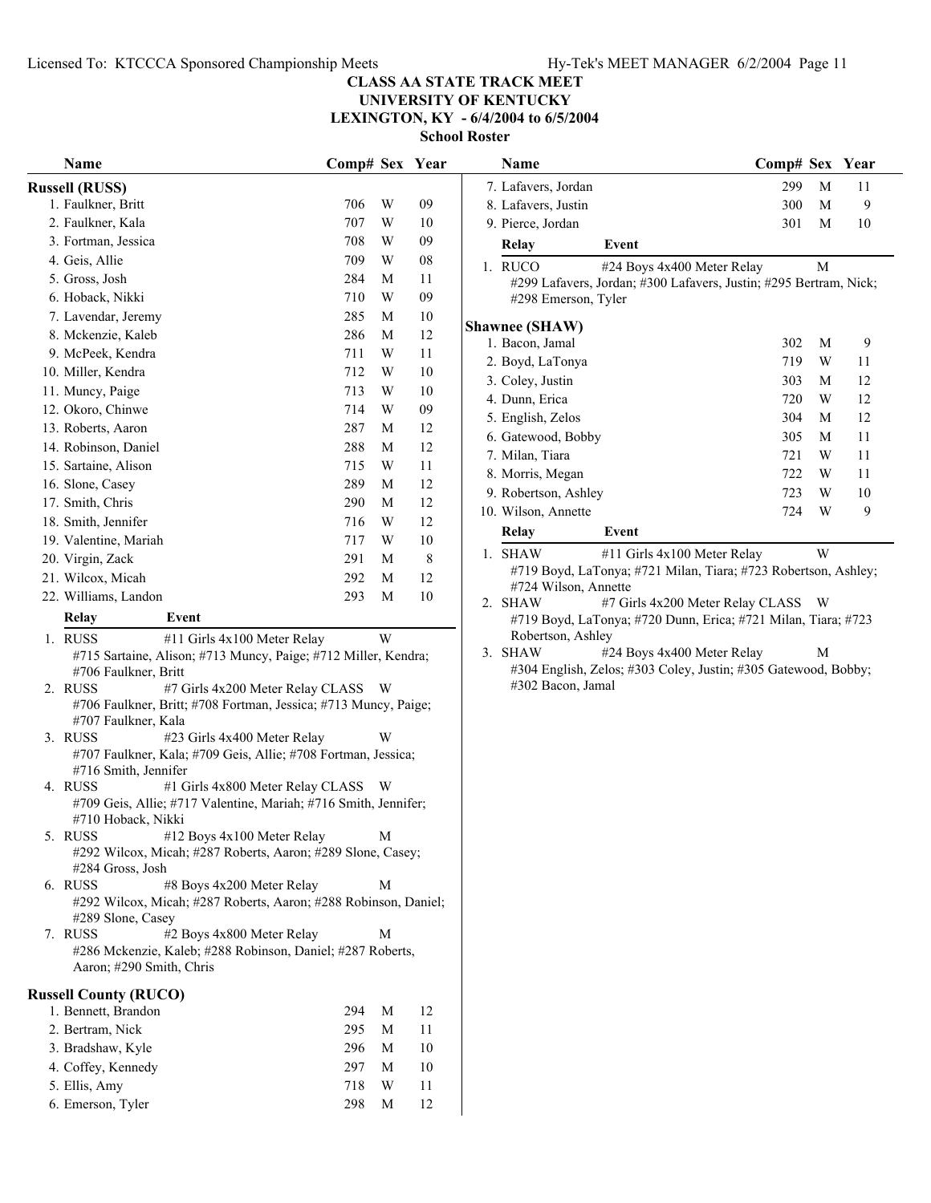# CLASS AA STATE TRACK MEET
## UNIVERSITY OF KENTUCKY
## LEXINGTON, KY - 6/4/2004 to 6/5/2004
### School Roster

### Russell (RUSS)

| Name | Comp# | Sex | Year |
|---|---|---|---|
| 1. Faulkner, Britt | 706 | W | 09 |
| 2. Faulkner, Kala | 707 | W | 10 |
| 3. Fortman, Jessica | 708 | W | 09 |
| 4. Geis, Allie | 709 | W | 08 |
| 5. Gross, Josh | 284 | M | 11 |
| 6. Hoback, Nikki | 710 | W | 09 |
| 7. Lavendar, Jeremy | 285 | M | 10 |
| 8. Mckenzie, Kaleb | 286 | M | 12 |
| 9. McPeek, Kendra | 711 | W | 11 |
| 10. Miller, Kendra | 712 | W | 10 |
| 11. Muncy, Paige | 713 | W | 10 |
| 12. Okoro, Chinwe | 714 | W | 09 |
| 13. Roberts, Aaron | 287 | M | 12 |
| 14. Robinson, Daniel | 288 | M | 12 |
| 15. Sartaine, Alison | 715 | W | 11 |
| 16. Slone, Casey | 289 | M | 12 |
| 17. Smith, Chris | 290 | M | 12 |
| 18. Smith, Jennifer | 716 | W | 12 |
| 19. Valentine, Mariah | 717 | W | 10 |
| 20. Virgin, Zack | 291 | M | 8 |
| 21. Wilcox, Micah | 292 | M | 12 |
| 22. Williams, Landon | 293 | M | 10 |

| Relay | Event | |
|---|---|---|
| 1. RUSS | #11 Girls 4x100 Meter Relay | W |
| | #715 Sartaine, Alison; #713 Muncy, Paige; #712 Miller, Kendra; #706 Faulkner, Britt | |
| 2. RUSS | #7 Girls 4x200 Meter Relay CLASS | W |
| | #706 Faulkner, Britt; #708 Fortman, Jessica; #713 Muncy, Paige; #707 Faulkner, Kala | |
| 3. RUSS | #23 Girls 4x400 Meter Relay | W |
| | #707 Faulkner, Kala; #709 Geis, Allie; #708 Fortman, Jessica; #716 Smith, Jennifer | |
| 4. RUSS | #1 Girls 4x800 Meter Relay CLASS | W |
| | #709 Geis, Allie; #717 Valentine, Mariah; #716 Smith, Jennifer; #710 Hoback, Nikki | |
| 5. RUSS | #12 Boys 4x100 Meter Relay | M |
| | #292 Wilcox, Micah; #287 Roberts, Aaron; #289 Slone, Casey; #284 Gross, Josh | |
| 6. RUSS | #8 Boys 4x200 Meter Relay | M |
| | #292 Wilcox, Micah; #287 Roberts, Aaron; #288 Robinson, Daniel; #289 Slone, Casey | |
| 7. RUSS | #2 Boys 4x800 Meter Relay | M |
| | #286 Mckenzie, Kaleb; #288 Robinson, Daniel; #287 Roberts, Aaron; #290 Smith, Chris | |

### Russell County (RUCO)

| Name | Comp# | Sex | Year |
|---|---|---|---|
| 1. Bennett, Brandon | 294 | M | 12 |
| 2. Bertram, Nick | 295 | M | 11 |
| 3. Bradshaw, Kyle | 296 | M | 10 |
| 4. Coffey, Kennedy | 297 | M | 10 |
| 5. Ellis, Amy | 718 | W | 11 |
| 6. Emerson, Tyler | 298 | M | 12 |
| 7. Lafavers, Jordan | 299 | M | 11 |
| 8. Lafavers, Justin | 300 | M | 9 |
| 9. Pierce, Jordan | 301 | M | 10 |

| Relay | Event | |
|---|---|---|
| 1. RUCO | #24 Boys 4x400 Meter Relay | M |
| | #299 Lafavers, Jordan; #300 Lafavers, Justin; #295 Bertram, Nick; #298 Emerson, Tyler | |

### Shawnee (SHAW)

| Name | Comp# | Sex | Year |
|---|---|---|---|
| 1. Bacon, Jamal | 302 | M | 9 |
| 2. Boyd, LaTonya | 719 | W | 11 |
| 3. Coley, Justin | 303 | M | 12 |
| 4. Dunn, Erica | 720 | W | 12 |
| 5. English, Zelos | 304 | M | 12 |
| 6. Gatewood, Bobby | 305 | M | 11 |
| 7. Milan, Tiara | 721 | W | 11 |
| 8. Morris, Megan | 722 | W | 11 |
| 9. Robertson, Ashley | 723 | W | 10 |
| 10. Wilson, Annette | 724 | W | 9 |

| Relay | Event | |
|---|---|---|
| 1. SHAW | #11 Girls 4x100 Meter Relay | W |
| | #719 Boyd, LaTonya; #721 Milan, Tiara; #723 Robertson, Ashley; #724 Wilson, Annette | |
| 2. SHAW | #7 Girls 4x200 Meter Relay CLASS | W |
| | #719 Boyd, LaTonya; #720 Dunn, Erica; #721 Milan, Tiara; #723 Robertson, Ashley | |
| 3. SHAW | #24 Boys 4x400 Meter Relay | M |
| | #304 English, Zelos; #303 Coley, Justin; #305 Gatewood, Bobby; #302 Bacon, Jamal | |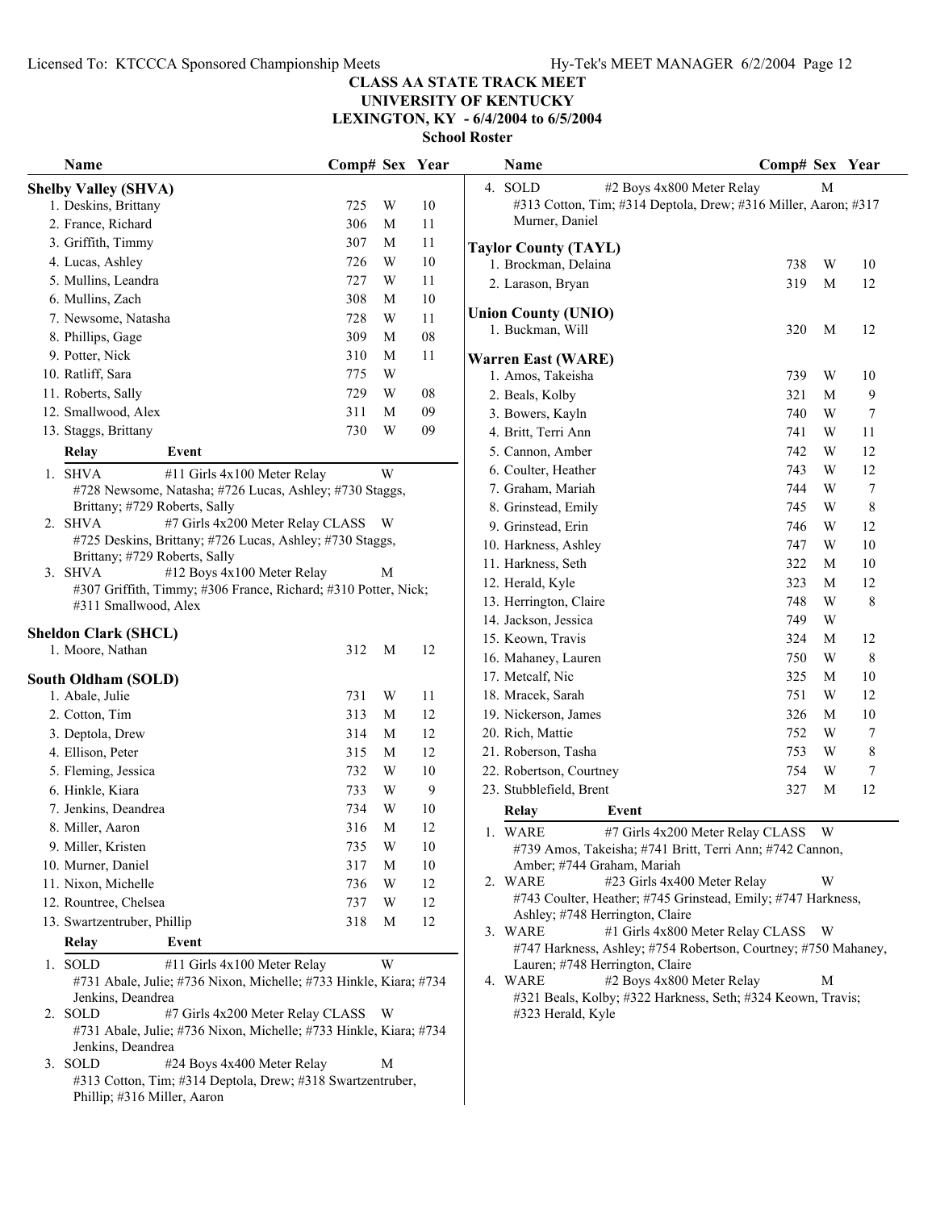# CLASS AA STATE TRACK MEET
## UNIVERSITY OF KENTUCKY
## LEXINGTON, KY - 6/4/2004 to 6/5/2004
### School Roster

### Shelby Valley (SHVA)

| Name | Comp# | Sex | Year |
|---|---|---|---|
| 1. Deskins, Brittany | 725 | W | 10 |
| 2. France, Richard | 306 | M | 11 |
| 3. Griffith, Timmy | 307 | M | 11 |
| 4. Lucas, Ashley | 726 | W | 10 |
| 5. Mullins, Leandra | 727 | W | 11 |
| 6. Mullins, Zach | 308 | M | 10 |
| 7. Newsome, Natasha | 728 | W | 11 |
| 8. Phillips, Gage | 309 | M | 08 |
| 9. Potter, Nick | 310 | M | 11 |
| 10. Ratliff, Sara | 775 | W | |
| 11. Roberts, Sally | 729 | W | 08 |
| 12. Smallwood, Alex | 311 | M | 09 |
| 13. Staggs, Brittany | 730 | W | 09 |

| Relay | Event | Sex |
|---|---|---|
| 1. SHVA | #11 Girls 4x100 Meter Relay | W |
| | #728 Newsome, Natasha; #726 Lucas, Ashley; #730 Staggs, Brittany; #729 Roberts, Sally | |
| 2. SHVA | #7 Girls 4x200 Meter Relay CLASS | W |
| | #725 Deskins, Brittany; #726 Lucas, Ashley; #730 Staggs, Brittany; #729 Roberts, Sally | |
| 3. SHVA | #12 Boys 4x100 Meter Relay | M |
| | #307 Griffith, Timmy; #306 France, Richard; #310 Potter, Nick; #311 Smallwood, Alex | |

### Sheldon Clark (SHCL)

| Name | Comp# | Sex | Year |
|---|---|---|---|
| 1. Moore, Nathan | 312 | M | 12 |

### South Oldham (SOLD)

| Name | Comp# | Sex | Year |
|---|---|---|---|
| 1. Abale, Julie | 731 | W | 11 |
| 2. Cotton, Tim | 313 | M | 12 |
| 3. Deptola, Drew | 314 | M | 12 |
| 4. Ellison, Peter | 315 | M | 12 |
| 5. Fleming, Jessica | 732 | W | 10 |
| 6. Hinkle, Kiara | 733 | W | 9 |
| 7. Jenkins, Deandrea | 734 | W | 10 |
| 8. Miller, Aaron | 316 | M | 12 |
| 9. Miller, Kristen | 735 | W | 10 |
| 10. Murner, Daniel | 317 | M | 10 |
| 11. Nixon, Michelle | 736 | W | 12 |
| 12. Rountree, Chelsea | 737 | W | 12 |
| 13. Swartzentruber, Phillip | 318 | M | 12 |

| Relay | Event | Sex |
|---|---|---|
| 1. SOLD | #11 Girls 4x100 Meter Relay | W |
| | #731 Abale, Julie; #736 Nixon, Michelle; #733 Hinkle, Kiara; #734 Jenkins, Deandrea | |
| 2. SOLD | #7 Girls 4x200 Meter Relay CLASS | W |
| | #731 Abale, Julie; #736 Nixon, Michelle; #733 Hinkle, Kiara; #734 Jenkins, Deandrea | |
| 3. SOLD | #24 Boys 4x400 Meter Relay | M |
| | #313 Cotton, Tim; #314 Deptola, Drew; #318 Swartzentruber, Phillip; #316 Miller, Aaron | |
| 4. SOLD | #2 Boys 4x800 Meter Relay | M |
| | #313 Cotton, Tim; #314 Deptola, Drew; #316 Miller, Aaron; #317 Murner, Daniel | |

### Taylor County (TAYL)

| Name | Comp# | Sex | Year |
|---|---|---|---|
| 1. Brockman, Delaina | 738 | W | 10 |
| 2. Larason, Bryan | 319 | M | 12 |

### Union County (UNIO)

| Name | Comp# | Sex | Year |
|---|---|---|---|
| 1. Buckman, Will | 320 | M | 12 |

### Warren East (WARE)

| Name | Comp# | Sex | Year |
|---|---|---|---|
| 1. Amos, Takeisha | 739 | W | 10 |
| 2. Beals, Kolby | 321 | M | 9 |
| 3. Bowers, Kayln | 740 | W | 7 |
| 4. Britt, Terri Ann | 741 | W | 11 |
| 5. Cannon, Amber | 742 | W | 12 |
| 6. Coulter, Heather | 743 | W | 12 |
| 7. Graham, Mariah | 744 | W | 7 |
| 8. Grinstead, Emily | 745 | W | 8 |
| 9. Grinstead, Erin | 746 | W | 12 |
| 10. Harkness, Ashley | 747 | W | 10 |
| 11. Harkness, Seth | 322 | M | 10 |
| 12. Herald, Kyle | 323 | M | 12 |
| 13. Herrington, Claire | 748 | W | 8 |
| 14. Jackson, Jessica | 749 | W | |
| 15. Keown, Travis | 324 | M | 12 |
| 16. Mahaney, Lauren | 750 | W | 8 |
| 17. Metcalf, Nic | 325 | M | 10 |
| 18. Mracek, Sarah | 751 | W | 12 |
| 19. Nickerson, James | 326 | M | 10 |
| 20. Rich, Mattie | 752 | W | 7 |
| 21. Roberson, Tasha | 753 | W | 8 |
| 22. Robertson, Courtney | 754 | W | 7 |
| 23. Stubblefield, Brent | 327 | M | 12 |

| Relay | Event | Sex |
|---|---|---|
| 1. WARE | #7 Girls 4x200 Meter Relay CLASS | W |
| | #739 Amos, Takeisha; #741 Britt, Terri Ann; #742 Cannon, Amber; #744 Graham, Mariah | |
| 2. WARE | #23 Girls 4x400 Meter Relay | W |
| | #743 Coulter, Heather; #745 Grinstead, Emily; #747 Harkness, Ashley; #748 Herrington, Claire | |
| 3. WARE | #1 Girls 4x800 Meter Relay CLASS | W |
| | #747 Harkness, Ashley; #754 Robertson, Courtney; #750 Mahaney, Lauren; #748 Herrington, Claire | |
| 4. WARE | #2 Boys 4x800 Meter Relay | M |
| | #321 Beals, Kolby; #322 Harkness, Seth; #324 Keown, Travis; #323 Herald, Kyle | |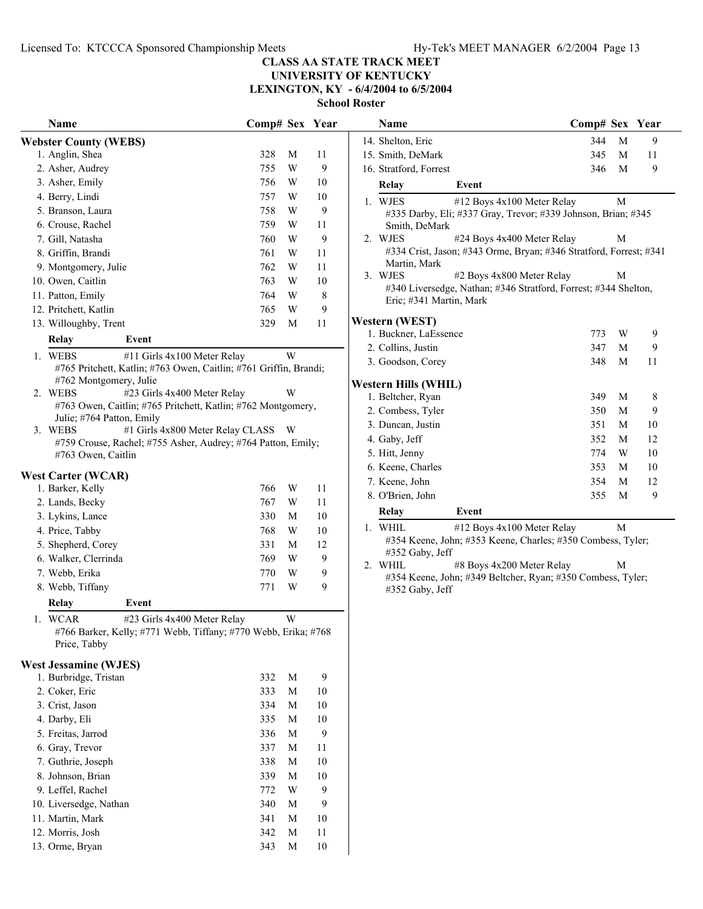# CLASS AA STATE TRACK MEET
## UNIVERSITY OF KENTUCKY
## LEXINGTON, KY - 6/4/2004 to 6/5/2004
### School Roster

### Webster County (WEBS)

| Name | Comp# | Sex | Year |
|---|---|---|---|
| 1. Anglin, Shea | 328 | M | 11 |
| 2. Asher, Audrey | 755 | W | 9 |
| 3. Asher, Emily | 756 | W | 10 |
| 4. Berry, Lindi | 757 | W | 10 |
| 5. Branson, Laura | 758 | W | 9 |
| 6. Crouse, Rachel | 759 | W | 11 |
| 7. Gill, Natasha | 760 | W | 9 |
| 8. Griffin, Brandi | 761 | W | 11 |
| 9. Montgomery, Julie | 762 | W | 11 |
| 10. Owen, Caitlin | 763 | W | 10 |
| 11. Patton, Emily | 764 | W | 8 |
| 12. Pritchett, Katlin | 765 | W | 9 |
| 13. Willoughby, Trent | 329 | M | 11 |

| Relay | Event | |
|---|---|---|
| 1. WEBS | #11 Girls 4x100 Meter Relay | W |
| | #765 Pritchett, Katlin; #763 Owen, Caitlin; #761 Griffin, Brandi; #762 Montgomery, Julie | |
| 2. WEBS | #23 Girls 4x400 Meter Relay | W |
| | #763 Owen, Caitlin; #765 Pritchett, Katlin; #762 Montgomery, Julie; #764 Patton, Emily | |
| 3. WEBS | #1 Girls 4x800 Meter Relay CLASS | W |
| | #759 Crouse, Rachel; #755 Asher, Audrey; #764 Patton, Emily; #763 Owen, Caitlin | |

### West Carter (WCAR)

| Name | Comp# | Sex | Year |
|---|---|---|---|
| 1. Barker, Kelly | 766 | W | 11 |
| 2. Lands, Becky | 767 | W | 11 |
| 3. Lykins, Lance | 330 | M | 10 |
| 4. Price, Tabby | 768 | W | 10 |
| 5. Shepherd, Corey | 331 | M | 12 |
| 6. Walker, Clerrinda | 769 | W | 9 |
| 7. Webb, Erika | 770 | W | 9 |
| 8. Webb, Tiffany | 771 | W | 9 |

| Relay | Event | |
|---|---|---|
| 1. WCAR | #23 Girls 4x400 Meter Relay | W |
| | #766 Barker, Kelly; #771 Webb, Tiffany; #770 Webb, Erika; #768 Price, Tabby | |

### West Jessamine (WJES)

| Name | Comp# | Sex | Year |
|---|---|---|---|
| 1. Burbridge, Tristan | 332 | M | 9 |
| 2. Coker, Eric | 333 | M | 10 |
| 3. Crist, Jason | 334 | M | 10 |
| 4. Darby, Eli | 335 | M | 10 |
| 5. Freitas, Jarrod | 336 | M | 9 |
| 6. Gray, Trevor | 337 | M | 11 |
| 7. Guthrie, Joseph | 338 | M | 10 |
| 8. Johnson, Brian | 339 | M | 10 |
| 9. Leffel, Rachel | 772 | W | 9 |
| 10. Liversedge, Nathan | 340 | M | 9 |
| 11. Martin, Mark | 341 | M | 10 |
| 12. Morris, Josh | 342 | M | 11 |
| 13. Orme, Bryan | 343 | M | 10 |
| 14. Shelton, Eric | 344 | M | 9 |
| 15. Smith, DeMark | 345 | M | 11 |
| 16. Stratford, Forrest | 346 | M | 9 |

| Relay | Event | |
|---|---|---|
| 1. WJES | #12 Boys 4x100 Meter Relay | M |
| | #335 Darby, Eli; #337 Gray, Trevor; #339 Johnson, Brian; #345 Smith, DeMark | |
| 2. WJES | #24 Boys 4x400 Meter Relay | M |
| | #334 Crist, Jason; #343 Orme, Bryan; #346 Stratford, Forrest; #341 Martin, Mark | |
| 3. WJES | #2 Boys 4x800 Meter Relay | M |
| | #340 Liversedge, Nathan; #346 Stratford, Forrest; #344 Shelton, Eric; #341 Martin, Mark | |

### Western (WEST)

| Name | Comp# | Sex | Year |
|---|---|---|---|
| 1. Buckner, LaEssence | 773 | W | 9 |
| 2. Collins, Justin | 347 | M | 9 |
| 3. Goodson, Corey | 348 | M | 11 |

### Western Hills (WHIL)

| Name | Comp# | Sex | Year |
|---|---|---|---|
| 1. Beltcher, Ryan | 349 | M | 8 |
| 2. Combess, Tyler | 350 | M | 9 |
| 3. Duncan, Justin | 351 | M | 10 |
| 4. Gaby, Jeff | 352 | M | 12 |
| 5. Hitt, Jenny | 774 | W | 10 |
| 6. Keene, Charles | 353 | M | 10 |
| 7. Keene, John | 354 | M | 12 |
| 8. O'Brien, John | 355 | M | 9 |

| Relay | Event | |
|---|---|---|
| 1. WHIL | #12 Boys 4x100 Meter Relay | M |
| | #354 Keene, John; #353 Keene, Charles; #350 Combess, Tyler; #352 Gaby, Jeff | |
| 2. WHIL | #8 Boys 4x200 Meter Relay | M |
| | #354 Keene, John; #349 Beltcher, Ryan; #350 Combess, Tyler; #352 Gaby, Jeff | |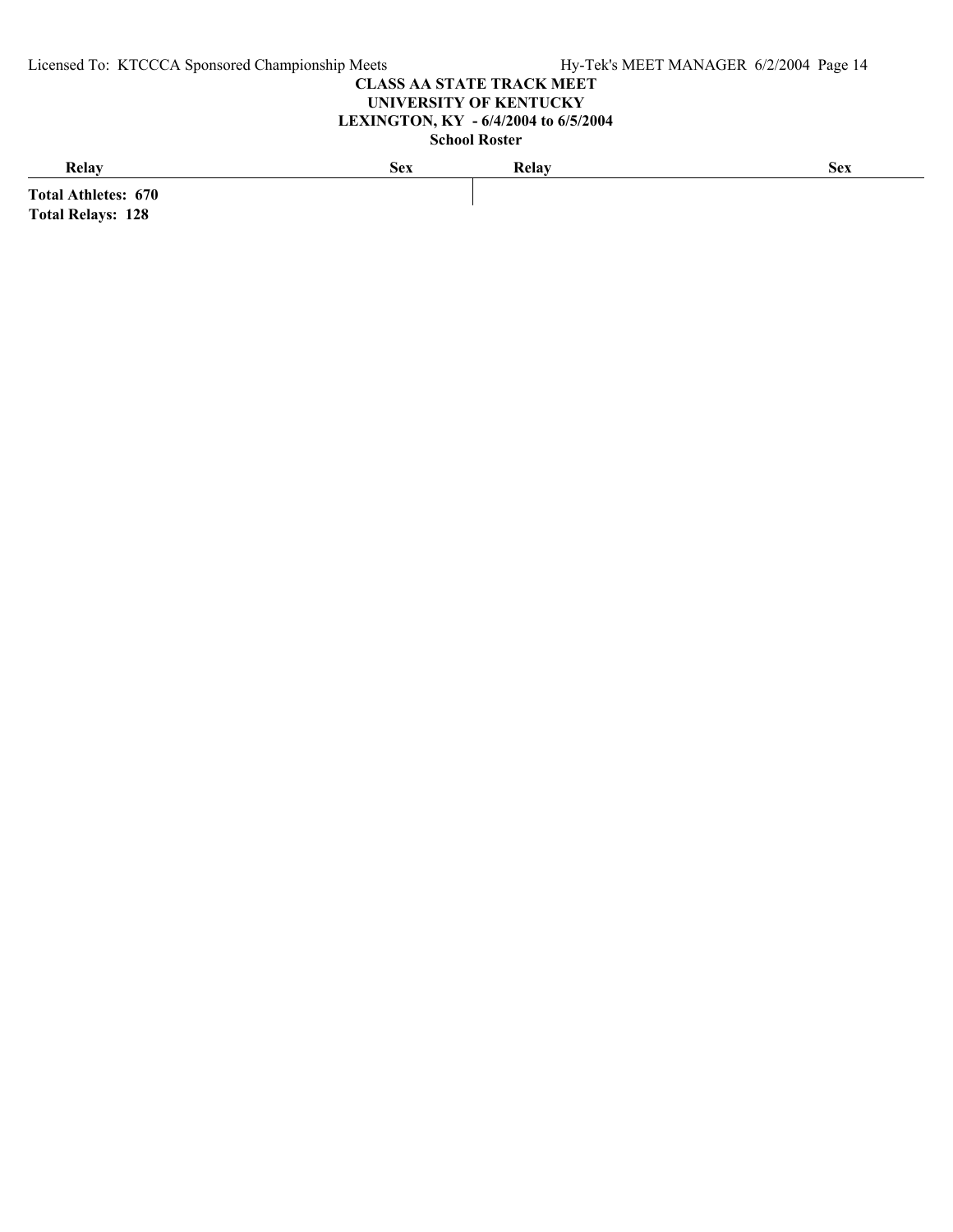**CLASS AA STATE TRACK MEET**
**UNIVERSITY OF KENTUCKY**
**LEXINGTON, KY - 6/4/2004 to 6/5/2004**
**School Roster**

| Relay | Sex | Relay | Sex |
|---|---|---|---|

**Total Athletes: 670**
**Total Relays: 128**